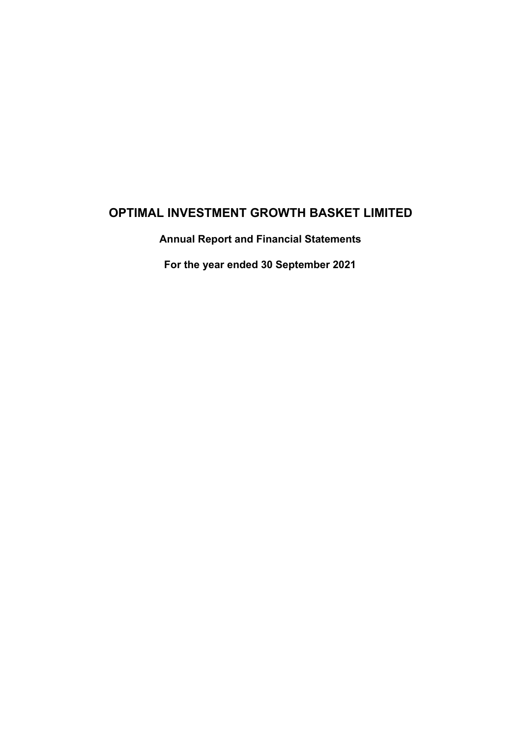# OPTIMAL INVESTMENT GROWTH BASKET LIMITED

## Annual Report and Financial Statements

## For the year ended 30 September 2021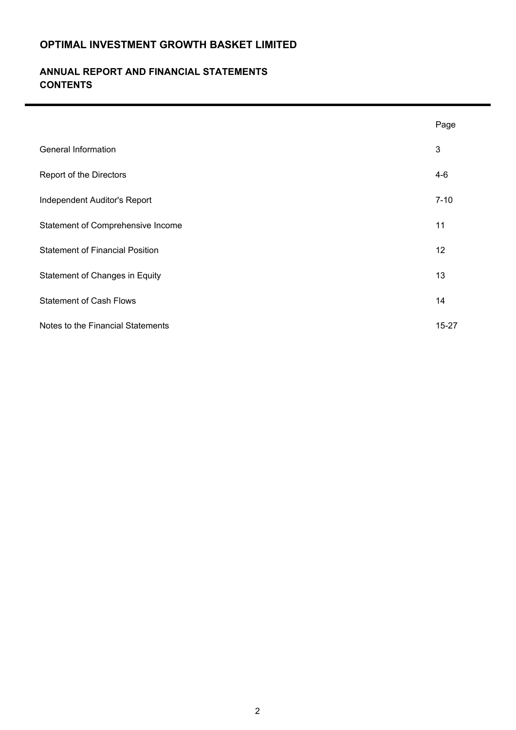# OPTIMAL INVESTMENT GROWTH BASKET LIMITED

## ANNUAL REPORT AND FINANCIAL STATEMENTS
## CONTENTS

| | Page |
|---|---|
| General Information | 3 |
| Report of the Directors | 4-6 |
| Independent Auditor's Report | 7-10 |
| Statement of Comprehensive Income | 11 |
| Statement of Financial Position | 12 |
| Statement of Changes in Equity | 13 |
| Statement of Cash Flows | 14 |
| Notes to the Financial Statements | 15-27 |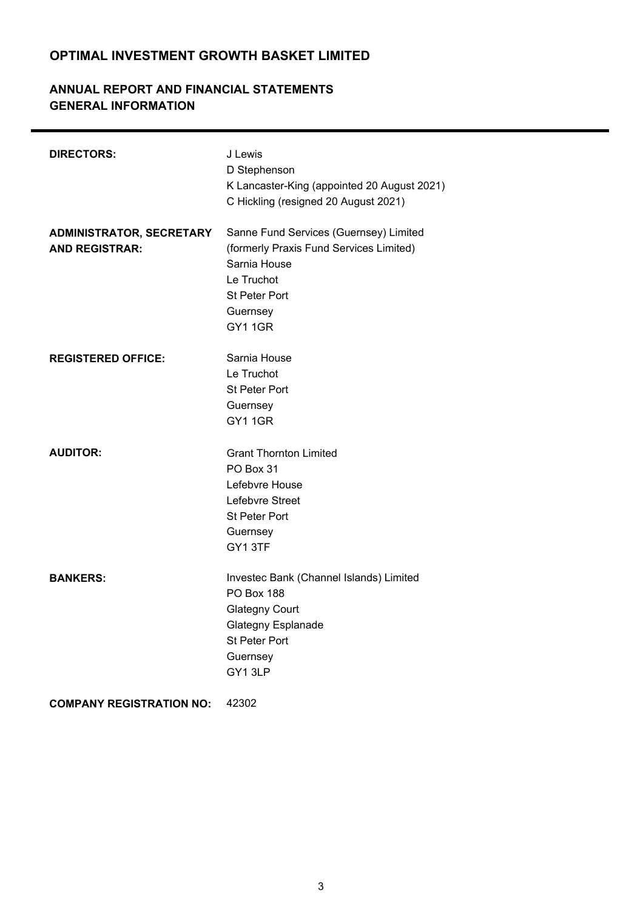# OPTIMAL INVESTMENT GROWTH BASKET LIMITED

## ANNUAL REPORT AND FINANCIAL STATEMENTS
## GENERAL INFORMATION

| | |
|---|---|
| **DIRECTORS:** | J Lewis<br>D Stephenson<br>K Lancaster-King (appointed 20 August 2021)<br>C Hickling (resigned 20 August 2021) |
| **ADMINISTRATOR, SECRETARY AND REGISTRAR:** | Sanne Fund Services (Guernsey) Limited<br>(formerly Praxis Fund Services Limited)<br>Sarnia House<br>Le Truchot<br>St Peter Port<br>Guernsey<br>GY1 1GR |
| **REGISTERED OFFICE:** | Sarnia House<br>Le Truchot<br>St Peter Port<br>Guernsey<br>GY1 1GR |
| **AUDITOR:** | Grant Thornton Limited<br>PO Box 31<br>Lefebvre House<br>Lefebvre Street<br>St Peter Port<br>Guernsey<br>GY1 3TF |
| **BANKERS:** | Investec Bank (Channel Islands) Limited<br>PO Box 188<br>Glategny Court<br>Glategny Esplanade<br>St Peter Port<br>Guernsey<br>GY1 3LP |
| **COMPANY REGISTRATION NO:** | 42302 |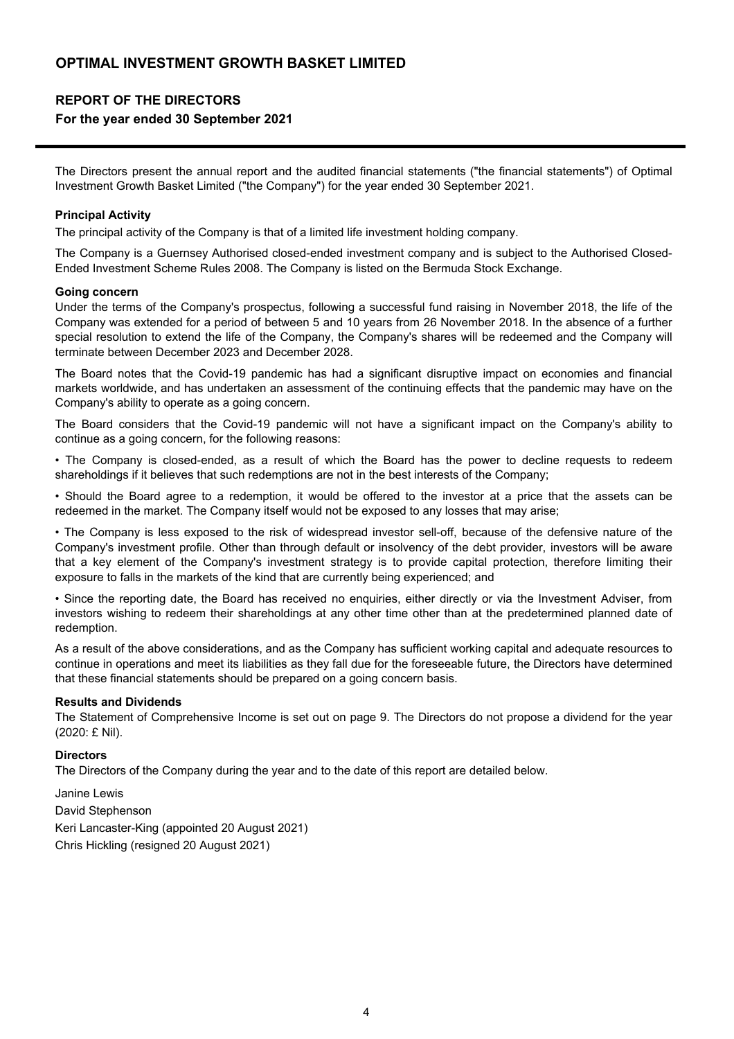# OPTIMAL INVESTMENT GROWTH BASKET LIMITED

## REPORT OF THE DIRECTORS

### For the year ended 30 September 2021

The Directors present the annual report and the audited financial statements ("the financial statements") of Optimal Investment Growth Basket Limited ("the Company") for the year ended 30 September 2021.

**Principal Activity**

The principal activity of the Company is that of a limited life investment holding company.

The Company is a Guernsey Authorised closed-ended investment company and is subject to the Authorised Closed-Ended Investment Scheme Rules 2008. The Company is listed on the Bermuda Stock Exchange.

**Going concern**

Under the terms of the Company's prospectus, following a successful fund raising in November 2018, the life of the Company was extended for a period of between 5 and 10 years from 26 November 2018. In the absence of a further special resolution to extend the life of the Company, the Company's shares will be redeemed and the Company will terminate between December 2023 and December 2028.

The Board notes that the Covid-19 pandemic has had a significant disruptive impact on economies and financial markets worldwide, and has undertaken an assessment of the continuing effects that the pandemic may have on the Company's ability to operate as a going concern.

The Board considers that the Covid-19 pandemic will not have a significant impact on the Company's ability to continue as a going concern, for the following reasons:

- The Company is closed-ended, as a result of which the Board has the power to decline requests to redeem shareholdings if it believes that such redemptions are not in the best interests of the Company;

- Should the Board agree to a redemption, it would be offered to the investor at a price that the assets can be redeemed in the market. The Company itself would not be exposed to any losses that may arise;

- The Company is less exposed to the risk of widespread investor sell-off, because of the defensive nature of the Company's investment profile. Other than through default or insolvency of the debt provider, investors will be aware that a key element of the Company's investment strategy is to provide capital protection, therefore limiting their exposure to falls in the markets of the kind that are currently being experienced; and

- Since the reporting date, the Board has received no enquiries, either directly or via the Investment Adviser, from investors wishing to redeem their shareholdings at any other time other than at the predetermined planned date of redemption.

As a result of the above considerations, and as the Company has sufficient working capital and adequate resources to continue in operations and meet its liabilities as they fall due for the foreseeable future, the Directors have determined that these financial statements should be prepared on a going concern basis.

**Results and Dividends**

The Statement of Comprehensive Income is set out on page 9. The Directors do not propose a dividend for the year (2020: £ Nil).

**Directors**

The Directors of the Company during the year and to the date of this report are detailed below.

Janine Lewis  
David Stephenson  
Keri Lancaster-King (appointed 20 August 2021)  
Chris Hickling (resigned 20 August 2021)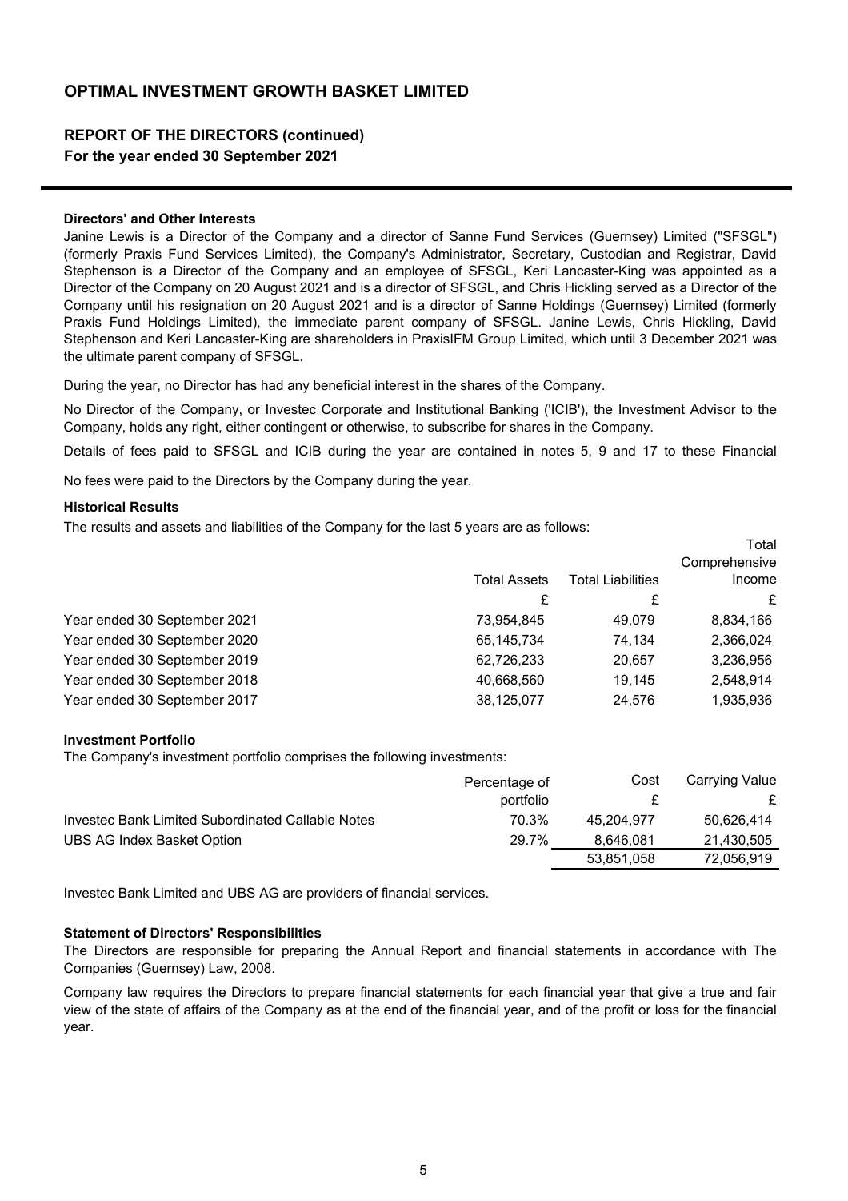## OPTIMAL INVESTMENT GROWTH BASKET LIMITED

### REPORT OF THE DIRECTORS (continued)
**For the year ended 30 September 2021**

**Directors' and Other Interests**

Janine Lewis is a Director of the Company and a director of Sanne Fund Services (Guernsey) Limited ("SFSGL") (formerly Praxis Fund Services Limited), the Company's Administrator, Secretary, Custodian and Registrar, David Stephenson is a Director of the Company and an employee of SFSGL, Keri Lancaster-King was appointed as a Director of the Company on 20 August 2021 and is a director of SFSGL, and Chris Hickling served as a Director of the Company until his resignation on 20 August 2021 and is a director of Sanne Holdings (Guernsey) Limited (formerly Praxis Fund Holdings Limited), the immediate parent company of SFSGL. Janine Lewis, Chris Hickling, David Stephenson and Keri Lancaster-King are shareholders in PraxisIFM Group Limited, which until 3 December 2021 was the ultimate parent company of SFSGL.

During the year, no Director has had any beneficial interest in the shares of the Company.

No Director of the Company, or Investec Corporate and Institutional Banking ('ICIB'), the Investment Advisor to the Company, holds any right, either contingent or otherwise, to subscribe for shares in the Company.

Details of fees paid to SFSGL and ICIB during the year are contained in notes 5, 9 and 17 to these Financial

No fees were paid to the Directors by the Company during the year.

**Historical Results**

The results and assets and liabilities of the Company for the last 5 years are as follows:

| | Total Assets | Total Liabilities | Total Comprehensive Income |
|---|---|---|---|
| | £ | £ | £ |
| Year ended 30 September 2021 | 73,954,845 | 49,079 | 8,834,166 |
| Year ended 30 September 2020 | 65,145,734 | 74,134 | 2,366,024 |
| Year ended 30 September 2019 | 62,726,233 | 20,657 | 3,236,956 |
| Year ended 30 September 2018 | 40,668,560 | 19,145 | 2,548,914 |
| Year ended 30 September 2017 | 38,125,077 | 24,576 | 1,935,936 |

**Investment Portfolio**

The Company's investment portfolio comprises the following investments:

| | Percentage of portfolio | Cost £ | Carrying Value £ |
|---|---|---|---|
| Investec Bank Limited Subordinated Callable Notes | 70.3% | 45,204,977 | 50,626,414 |
| UBS AG Index Basket Option | 29.7% | 8,646,081 | 21,430,505 |
| | | 53,851,058 | 72,056,919 |

Investec Bank Limited and UBS AG are providers of financial services.

**Statement of Directors' Responsibilities**

The Directors are responsible for preparing the Annual Report and financial statements in accordance with The Companies (Guernsey) Law, 2008.

Company law requires the Directors to prepare financial statements for each financial year that give a true and fair view of the state of affairs of the Company as at the end of the financial year, and of the profit or loss for the financial year.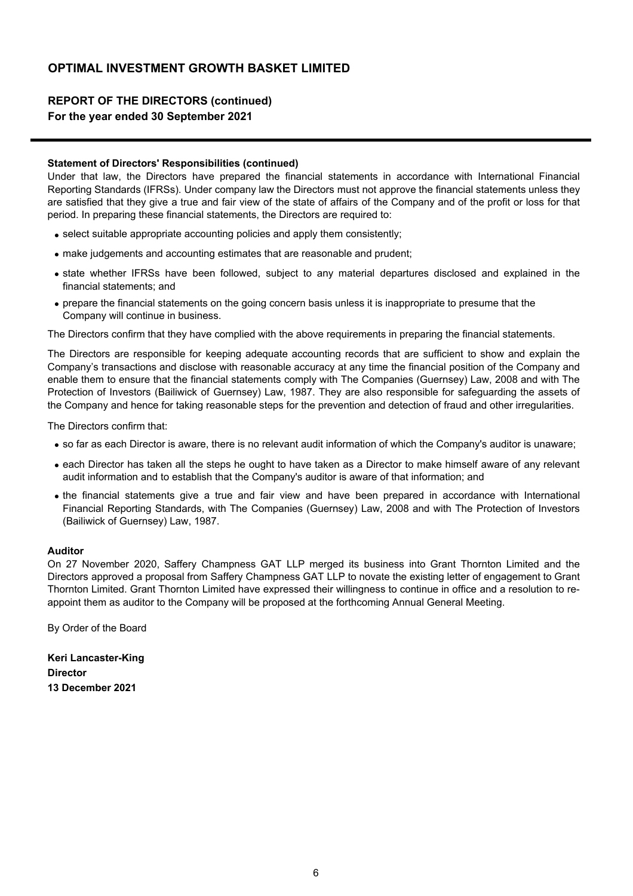# OPTIMAL INVESTMENT GROWTH BASKET LIMITED

## REPORT OF THE DIRECTORS (continued)

**For the year ended 30 September 2021**

**Statement of Directors' Responsibilities (continued)**

Under that law, the Directors have prepared the financial statements in accordance with International Financial Reporting Standards (IFRSs). Under company law the Directors must not approve the financial statements unless they are satisfied that they give a true and fair view of the state of affairs of the Company and of the profit or loss for that period. In preparing these financial statements, the Directors are required to:

- select suitable appropriate accounting policies and apply them consistently;
- make judgements and accounting estimates that are reasonable and prudent;
- state whether IFRSs have been followed, subject to any material departures disclosed and explained in the financial statements; and
- prepare the financial statements on the going concern basis unless it is inappropriate to presume that the Company will continue in business.

The Directors confirm that they have complied with the above requirements in preparing the financial statements.

The Directors are responsible for keeping adequate accounting records that are sufficient to show and explain the Company's transactions and disclose with reasonable accuracy at any time the financial position of the Company and enable them to ensure that the financial statements comply with The Companies (Guernsey) Law, 2008 and with The Protection of Investors (Bailiwick of Guernsey) Law, 1987. They are also responsible for safeguarding the assets of the Company and hence for taking reasonable steps for the prevention and detection of fraud and other irregularities.

The Directors confirm that:

- so far as each Director is aware, there is no relevant audit information of which the Company's auditor is unaware;
- each Director has taken all the steps he ought to have taken as a Director to make himself aware of any relevant audit information and to establish that the Company's auditor is aware of that information; and
- the financial statements give a true and fair view and have been prepared in accordance with International Financial Reporting Standards, with The Companies (Guernsey) Law, 2008 and with The Protection of Investors (Bailiwick of Guernsey) Law, 1987.

**Auditor**

On 27 November 2020, Saffery Champness GAT LLP merged its business into Grant Thornton Limited and the Directors approved a proposal from Saffery Champness GAT LLP to novate the existing letter of engagement to Grant Thornton Limited. Grant Thornton Limited have expressed their willingness to continue in office and a resolution to re-appoint them as auditor to the Company will be proposed at the forthcoming Annual General Meeting.

By Order of the Board

**Keri Lancaster-King**
**Director**
**13 December 2021**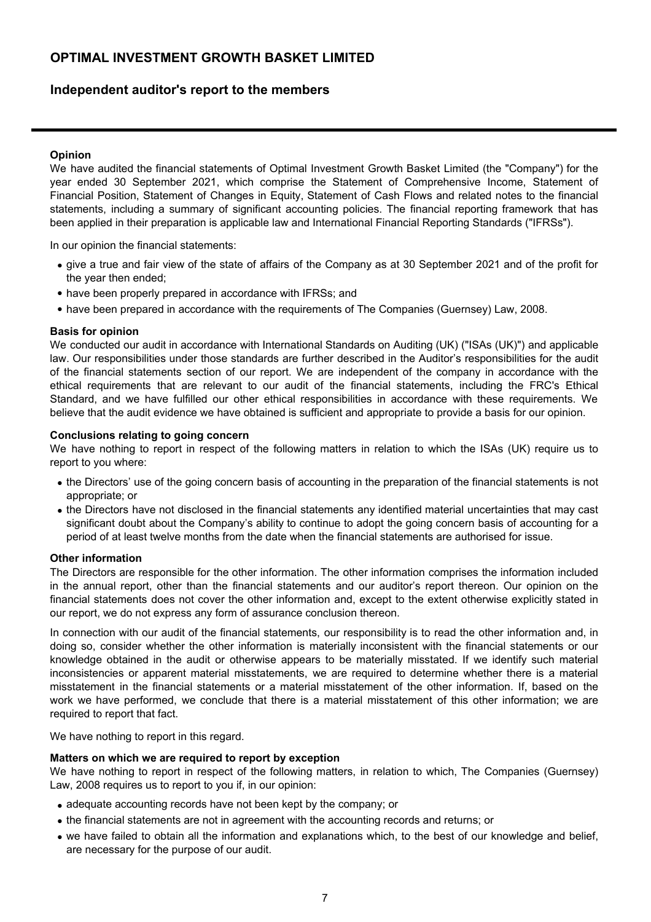# OPTIMAL INVESTMENT GROWTH BASKET LIMITED

## Independent auditor's report to the members

### Opinion

We have audited the financial statements of Optimal Investment Growth Basket Limited (the "Company") for the year ended 30 September 2021, which comprise the Statement of Comprehensive Income, Statement of Financial Position, Statement of Changes in Equity, Statement of Cash Flows and related notes to the financial statements, including a summary of significant accounting policies. The financial reporting framework that has been applied in their preparation is applicable law and International Financial Reporting Standards ("IFRSs").

In our opinion the financial statements:

- give a true and fair view of the state of affairs of the Company as at 30 September 2021 and of the profit for the year then ended;
- have been properly prepared in accordance with IFRSs; and
- have been prepared in accordance with the requirements of The Companies (Guernsey) Law, 2008.

### Basis for opinion

We conducted our audit in accordance with International Standards on Auditing (UK) ("ISAs (UK)") and applicable law. Our responsibilities under those standards are further described in the Auditor's responsibilities for the audit of the financial statements section of our report. We are independent of the company in accordance with the ethical requirements that are relevant to our audit of the financial statements, including the FRC's Ethical Standard, and we have fulfilled our other ethical responsibilities in accordance with these requirements. We believe that the audit evidence we have obtained is sufficient and appropriate to provide a basis for our opinion.

### Conclusions relating to going concern

We have nothing to report in respect of the following matters in relation to which the ISAs (UK) require us to report to you where:

- the Directors' use of the going concern basis of accounting in the preparation of the financial statements is not appropriate; or
- the Directors have not disclosed in the financial statements any identified material uncertainties that may cast significant doubt about the Company's ability to continue to adopt the going concern basis of accounting for a period of at least twelve months from the date when the financial statements are authorised for issue.

### Other information

The Directors are responsible for the other information. The other information comprises the information included in the annual report, other than the financial statements and our auditor's report thereon. Our opinion on the financial statements does not cover the other information and, except to the extent otherwise explicitly stated in our report, we do not express any form of assurance conclusion thereon.

In connection with our audit of the financial statements, our responsibility is to read the other information and, in doing so, consider whether the other information is materially inconsistent with the financial statements or our knowledge obtained in the audit or otherwise appears to be materially misstated. If we identify such material inconsistencies or apparent material misstatements, we are required to determine whether there is a material misstatement in the financial statements or a material misstatement of the other information. If, based on the work we have performed, we conclude that there is a material misstatement of this other information; we are required to report that fact.

We have nothing to report in this regard.

### Matters on which we are required to report by exception

We have nothing to report in respect of the following matters, in relation to which, The Companies (Guernsey) Law, 2008 requires us to report to you if, in our opinion:

- adequate accounting records have not been kept by the company; or
- the financial statements are not in agreement with the accounting records and returns; or
- we have failed to obtain all the information and explanations which, to the best of our knowledge and belief, are necessary for the purpose of our audit.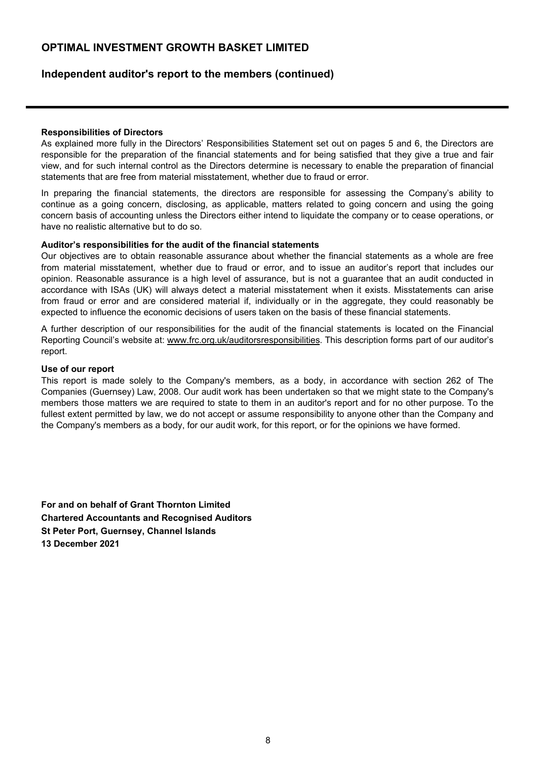# OPTIMAL INVESTMENT GROWTH BASKET LIMITED

## Independent auditor's report to the members (continued)

**Responsibilities of Directors**

As explained more fully in the Directors' Responsibilities Statement set out on pages 5 and 6, the Directors are responsible for the preparation of the financial statements and for being satisfied that they give a true and fair view, and for such internal control as the Directors determine is necessary to enable the preparation of financial statements that are free from material misstatement, whether due to fraud or error.

In preparing the financial statements, the directors are responsible for assessing the Company's ability to continue as a going concern, disclosing, as applicable, matters related to going concern and using the going concern basis of accounting unless the Directors either intend to liquidate the company or to cease operations, or have no realistic alternative but to do so.

**Auditor's responsibilities for the audit of the financial statements**

Our objectives are to obtain reasonable assurance about whether the financial statements as a whole are free from material misstatement, whether due to fraud or error, and to issue an auditor's report that includes our opinion. Reasonable assurance is a high level of assurance, but is not a guarantee that an audit conducted in accordance with ISAs (UK) will always detect a material misstatement when it exists. Misstatements can arise from fraud or error and are considered material if, individually or in the aggregate, they could reasonably be expected to influence the economic decisions of users taken on the basis of these financial statements.

A further description of our responsibilities for the audit of the financial statements is located on the Financial Reporting Council's website at: www.frc.org.uk/auditorsresponsibilities. This description forms part of our auditor's report.

**Use of our report**

This report is made solely to the Company's members, as a body, in accordance with section 262 of The Companies (Guernsey) Law, 2008. Our audit work has been undertaken so that we might state to the Company's members those matters we are required to state to them in an auditor's report and for no other purpose. To the fullest extent permitted by law, we do not accept or assume responsibility to anyone other than the Company and the Company's members as a body, for our audit work, for this report, or for the opinions we have formed.

**For and on behalf of Grant Thornton Limited**
**Chartered Accountants and Recognised Auditors**
**St Peter Port, Guernsey, Channel Islands**
**13 December 2021**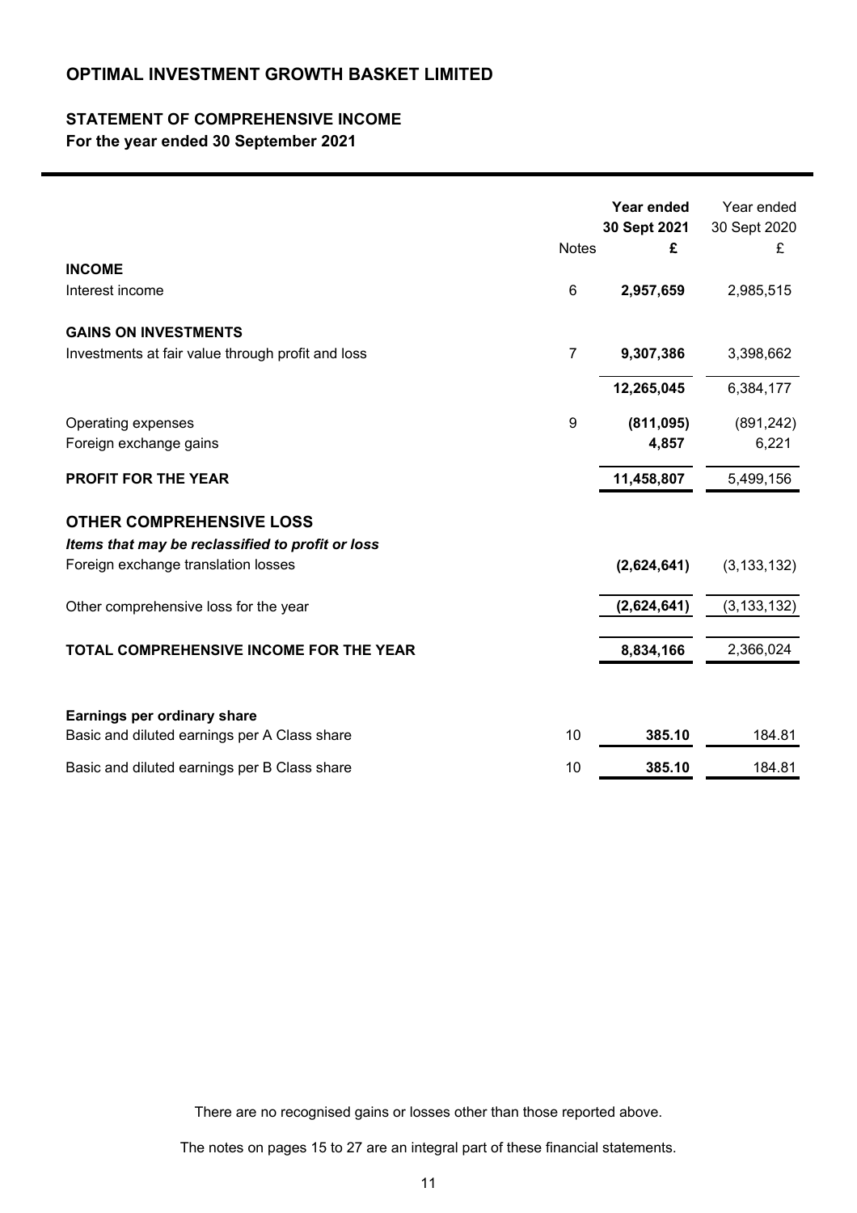# OPTIMAL INVESTMENT GROWTH BASKET LIMITED

## STATEMENT OF COMPREHENSIVE INCOME

**For the year ended 30 September 2021**

| | Notes | **Year ended 30 Sept 2021 £** | Year ended 30 Sept 2020 £ |
|---|---|---|---|
| **INCOME** | | | |
| Interest income | 6 | **2,957,659** | 2,985,515 |
| **GAINS ON INVESTMENTS** | | | |
| Investments at fair value through profit and loss | 7 | **9,307,386** | 3,398,662 |
| | | **12,265,045** | 6,384,177 |
| Operating expenses | 9 | **(811,095)** | (891,242) |
| Foreign exchange gains | | **4,857** | 6,221 |
| **PROFIT FOR THE YEAR** | | **11,458,807** | 5,499,156 |
| **OTHER COMPREHENSIVE LOSS** | | | |
| ***Items that may be reclassified to profit or loss*** | | | |
| Foreign exchange translation losses | | **(2,624,641)** | (3,133,132) |
| Other comprehensive loss for the year | | **(2,624,641)** | (3,133,132) |
| **TOTAL COMPREHENSIVE INCOME FOR THE YEAR** | | **8,834,166** | 2,366,024 |
| **Earnings per ordinary share** | | | |
| Basic and diluted earnings per A Class share | 10 | **385.10** | 184.81 |
| Basic and diluted earnings per B Class share | 10 | **385.10** | 184.81 |

There are no recognised gains or losses other than those reported above.

The notes on pages 15 to 27 are an integral part of these financial statements.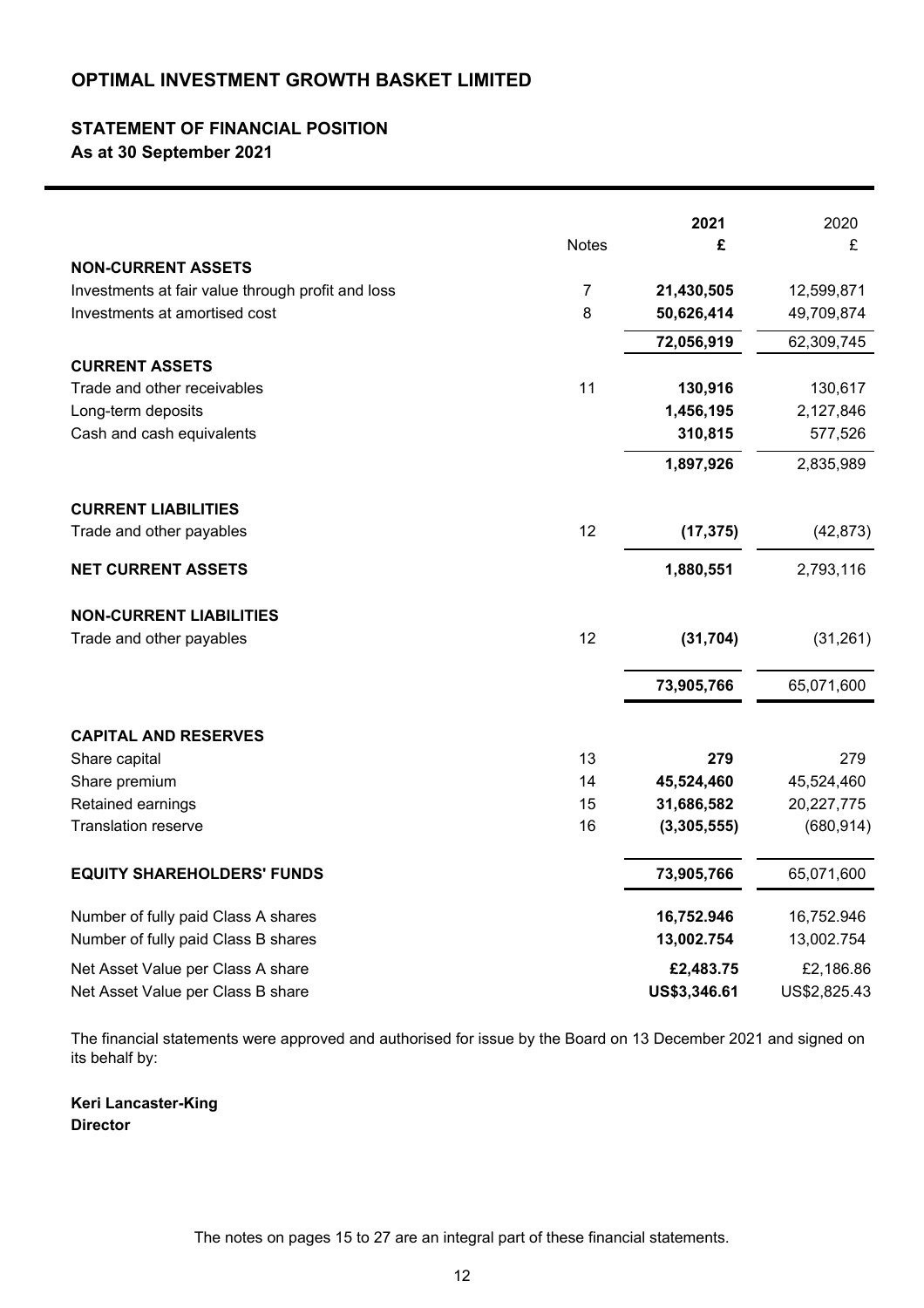# OPTIMAL INVESTMENT GROWTH BASKET LIMITED

## STATEMENT OF FINANCIAL POSITION

### As at 30 September 2021

| | Notes | **2021** | 2020 |
|---|---|---|---|
| | | **£** | £ |
| **NON-CURRENT ASSETS** | | | |
| Investments at fair value through profit and loss | 7 | **21,430,505** | 12,599,871 |
| Investments at amortised cost | 8 | **50,626,414** | 49,709,874 |
| | | **72,056,919** | 62,309,745 |
| **CURRENT ASSETS** | | | |
| Trade and other receivables | 11 | **130,916** | 130,617 |
| Long-term deposits | | **1,456,195** | 2,127,846 |
| Cash and cash equivalents | | **310,815** | 577,526 |
| | | **1,897,926** | 2,835,989 |
| **CURRENT LIABILITIES** | | | |
| Trade and other payables | 12 | **(17,375)** | (42,873) |
| **NET CURRENT ASSETS** | | **1,880,551** | 2,793,116 |
| **NON-CURRENT LIABILITIES** | | | |
| Trade and other payables | 12 | **(31,704)** | (31,261) |
| | | **73,905,766** | 65,071,600 |
| **CAPITAL AND RESERVES** | | | |
| Share capital | 13 | **279** | 279 |
| Share premium | 14 | **45,524,460** | 45,524,460 |
| Retained earnings | 15 | **31,686,582** | 20,227,775 |
| Translation reserve | 16 | **(3,305,555)** | (680,914) |
| **EQUITY SHAREHOLDERS' FUNDS** | | **73,905,766** | 65,071,600 |
| Number of fully paid Class A shares | | **16,752.946** | 16,752.946 |
| Number of fully paid Class B shares | | **13,002.754** | 13,002.754 |
| Net Asset Value per Class A share | | **£2,483.75** | £2,186.86 |
| Net Asset Value per Class B share | | **US$3,346.61** | US$2,825.43 |

The financial statements were approved and authorised for issue by the Board on 13 December 2021 and signed on its behalf by:

**Keri Lancaster-King**
**Director**

The notes on pages 15 to 27 are an integral part of these financial statements.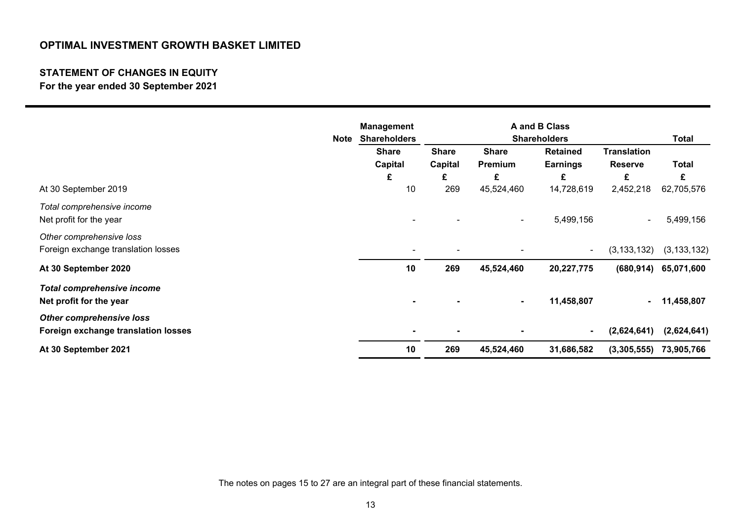**OPTIMAL INVESTMENT GROWTH BASKET LIMITED**

**STATEMENT OF CHANGES IN EQUITY**

**For the year ended 30 September 2021**

| | Note | Management Shareholders | A and B Class Shareholders | | | | Total |
|---|---|---|---|---|---|---|---|
| | | Share Capital | Share Capital | Share Premium | Retained Earnings | Translation Reserve | Total |
| | | £ | £ | £ | £ | £ | £ |
| At 30 September 2019 | | 10 | 269 | 45,524,460 | 14,728,619 | 2,452,218 | 62,705,576 |
| *Total comprehensive income* | | | | | | | |
| Net profit for the year | | - | - | - | 5,499,156 | - | 5,499,156 |
| *Other comprehensive loss* | | | | | | | |
| Foreign exchange translation losses | | - | - | - | - | (3,133,132) | (3,133,132) |
| **At 30 September 2020** | | **10** | **269** | **45,524,460** | **20,227,775** | **(680,914)** | **65,071,600** |
| ***Total comprehensive income*** | | | | | | | |
| **Net profit for the year** | | **-** | **-** | **-** | **11,458,807** | **-** | **11,458,807** |
| ***Other comprehensive loss*** | | | | | | | |
| **Foreign exchange translation losses** | | **-** | **-** | **-** | **-** | **(2,624,641)** | **(2,624,641)** |
| **At 30 September 2021** | | **10** | **269** | **45,524,460** | **31,686,582** | **(3,305,555)** | **73,905,766** |

The notes on pages 15 to 27 are an integral part of these financial statements.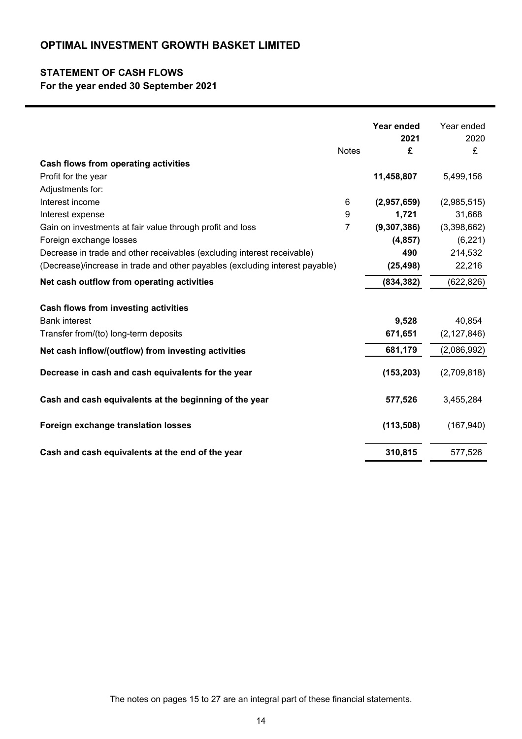# OPTIMAL INVESTMENT GROWTH BASKET LIMITED

## STATEMENT OF CASH FLOWS

**For the year ended 30 September 2021**

| | Notes | **Year ended 2021 £** | Year ended 2020 £ |
|---|---|---|---|
| **Cash flows from operating activities** | | | |
| Profit for the year | | **11,458,807** | 5,499,156 |
| Adjustments for: | | | |
| Interest income | 6 | **(2,957,659)** | (2,985,515) |
| Interest expense | 9 | **1,721** | 31,668 |
| Gain on investments at fair value through profit and loss | 7 | **(9,307,386)** | (3,398,662) |
| Foreign exchange losses | | **(4,857)** | (6,221) |
| Decrease in trade and other receivables (excluding interest receivable) | | **490** | 214,532 |
| (Decrease)/increase in trade and other payables (excluding interest payable) | | **(25,498)** | 22,216 |
| **Net cash outflow from operating activities** | | **(834,382)** | (622,826) |
| | | | |
| **Cash flows from investing activities** | | | |
| Bank interest | | **9,528** | 40,854 |
| Transfer from/(to) long-term deposits | | **671,651** | (2,127,846) |
| **Net cash inflow/(outflow) from investing activities** | | **681,179** | (2,086,992) |
| | | | |
| **Decrease in cash and cash equivalents for the year** | | **(153,203)** | (2,709,818) |
| | | | |
| **Cash and cash equivalents at the beginning of the year** | | **577,526** | 3,455,284 |
| | | | |
| **Foreign exchange translation losses** | | **(113,508)** | (167,940) |
| | | | |
| **Cash and cash equivalents at the end of the year** | | **310,815** | 577,526 |

The notes on pages 15 to 27 are an integral part of these financial statements.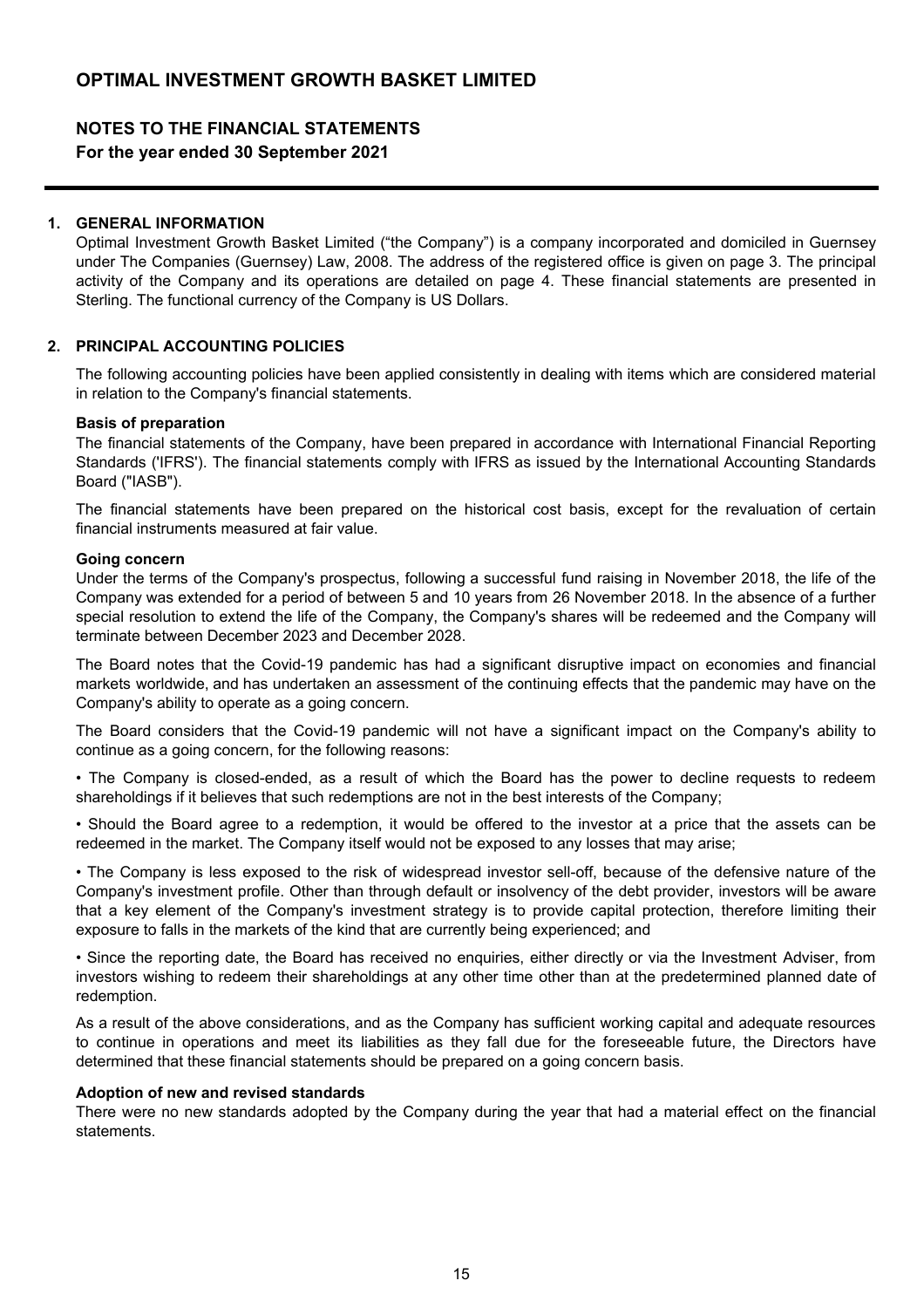# OPTIMAL INVESTMENT GROWTH BASKET LIMITED

## NOTES TO THE FINANCIAL STATEMENTS

**For the year ended 30 September 2021**

### 1. GENERAL INFORMATION

Optimal Investment Growth Basket Limited ("the Company") is a company incorporated and domiciled in Guernsey under The Companies (Guernsey) Law, 2008. The address of the registered office is given on page 3. The principal activity of the Company and its operations are detailed on page 4. These financial statements are presented in Sterling. The functional currency of the Company is US Dollars.

### 2. PRINCIPAL ACCOUNTING POLICIES

The following accounting policies have been applied consistently in dealing with items which are considered material in relation to the Company's financial statements.

**Basis of preparation**

The financial statements of the Company, have been prepared in accordance with International Financial Reporting Standards ('IFRS'). The financial statements comply with IFRS as issued by the International Accounting Standards Board ("IASB").

The financial statements have been prepared on the historical cost basis, except for the revaluation of certain financial instruments measured at fair value.

**Going concern**

Under the terms of the Company's prospectus, following a successful fund raising in November 2018, the life of the Company was extended for a period of between 5 and 10 years from 26 November 2018. In the absence of a further special resolution to extend the life of the Company, the Company's shares will be redeemed and the Company will terminate between December 2023 and December 2028.

The Board notes that the Covid-19 pandemic has had a significant disruptive impact on economies and financial markets worldwide, and has undertaken an assessment of the continuing effects that the pandemic may have on the Company's ability to operate as a going concern.

The Board considers that the Covid-19 pandemic will not have a significant impact on the Company's ability to continue as a going concern, for the following reasons:

• The Company is closed-ended, as a result of which the Board has the power to decline requests to redeem shareholdings if it believes that such redemptions are not in the best interests of the Company;

• Should the Board agree to a redemption, it would be offered to the investor at a price that the assets can be redeemed in the market. The Company itself would not be exposed to any losses that may arise;

• The Company is less exposed to the risk of widespread investor sell-off, because of the defensive nature of the Company's investment profile. Other than through default or insolvency of the debt provider, investors will be aware that a key element of the Company's investment strategy is to provide capital protection, therefore limiting their exposure to falls in the markets of the kind that are currently being experienced; and

• Since the reporting date, the Board has received no enquiries, either directly or via the Investment Adviser, from investors wishing to redeem their shareholdings at any other time other than at the predetermined planned date of redemption.

As a result of the above considerations, and as the Company has sufficient working capital and adequate resources to continue in operations and meet its liabilities as they fall due for the foreseeable future, the Directors have determined that these financial statements should be prepared on a going concern basis.

**Adoption of new and revised standards**

There were no new standards adopted by the Company during the year that had a material effect on the financial statements.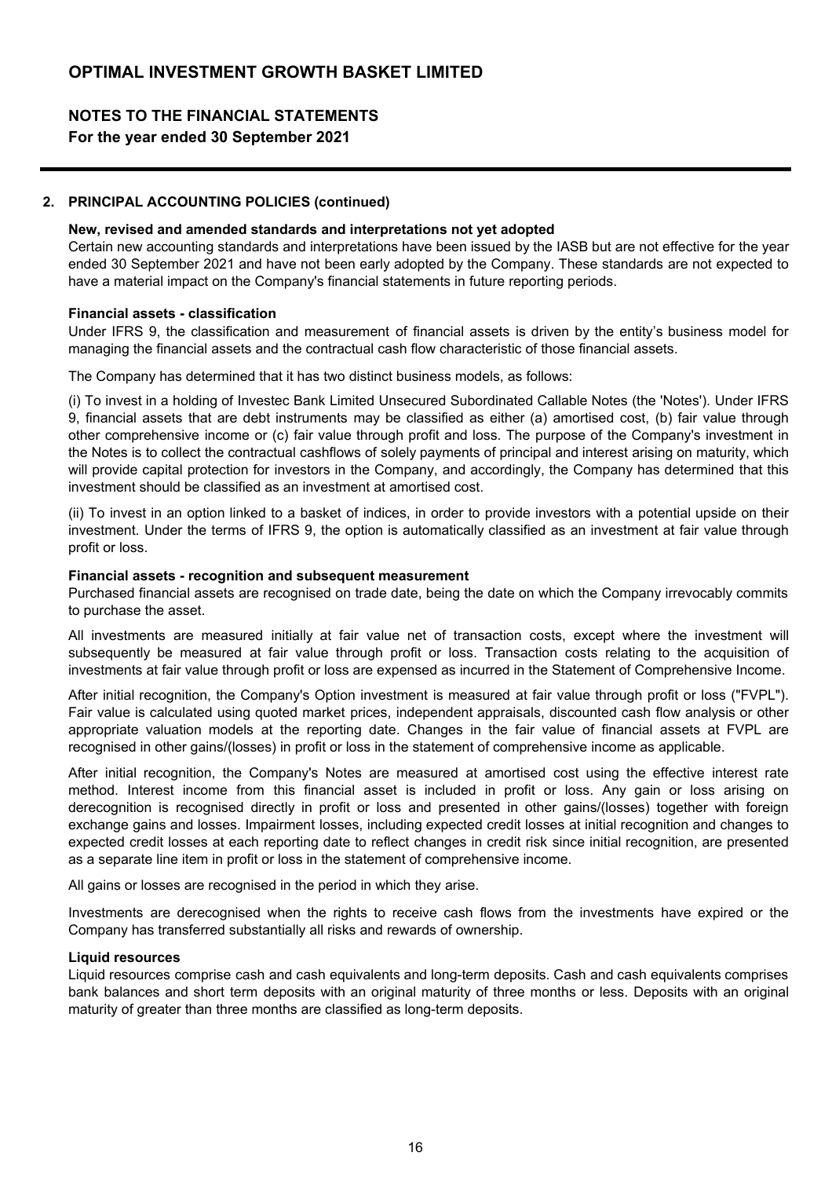# OPTIMAL INVESTMENT GROWTH BASKET LIMITED

## NOTES TO THE FINANCIAL STATEMENTS

**For the year ended 30 September 2021**

### 2. PRINCIPAL ACCOUNTING POLICIES (continued)

**New, revised and amended standards and interpretations not yet adopted**

Certain new accounting standards and interpretations have been issued by the IASB but are not effective for the year ended 30 September 2021 and have not been early adopted by the Company. These standards are not expected to have a material impact on the Company's financial statements in future reporting periods.

**Financial assets - classification**

Under IFRS 9, the classification and measurement of financial assets is driven by the entity's business model for managing the financial assets and the contractual cash flow characteristic of those financial assets.

The Company has determined that it has two distinct business models, as follows:

(i) To invest in a holding of Investec Bank Limited Unsecured Subordinated Callable Notes (the 'Notes'). Under IFRS 9, financial assets that are debt instruments may be classified as either (a) amortised cost, (b) fair value through other comprehensive income or (c) fair value through profit and loss. The purpose of the Company's investment in the Notes is to collect the contractual cashflows of solely payments of principal and interest arising on maturity, which will provide capital protection for investors in the Company, and accordingly, the Company has determined that this investment should be classified as an investment at amortised cost.

(ii) To invest in an option linked to a basket of indices, in order to provide investors with a potential upside on their investment. Under the terms of IFRS 9, the option is automatically classified as an investment at fair value through profit or loss.

**Financial assets - recognition and subsequent measurement**

Purchased financial assets are recognised on trade date, being the date on which the Company irrevocably commits to purchase the asset.

All investments are measured initially at fair value net of transaction costs, except where the investment will subsequently be measured at fair value through profit or loss. Transaction costs relating to the acquisition of investments at fair value through profit or loss are expensed as incurred in the Statement of Comprehensive Income.

After initial recognition, the Company's Option investment is measured at fair value through profit or loss ("FVPL"). Fair value is calculated using quoted market prices, independent appraisals, discounted cash flow analysis or other appropriate valuation models at the reporting date. Changes in the fair value of financial assets at FVPL are recognised in other gains/(losses) in profit or loss in the statement of comprehensive income as applicable.

After initial recognition, the Company's Notes are measured at amortised cost using the effective interest rate method. Interest income from this financial asset is included in profit or loss. Any gain or loss arising on derecognition is recognised directly in profit or loss and presented in other gains/(losses) together with foreign exchange gains and losses. Impairment losses, including expected credit losses at initial recognition and changes to expected credit losses at each reporting date to reflect changes in credit risk since initial recognition, are presented as a separate line item in profit or loss in the statement of comprehensive income.

All gains or losses are recognised in the period in which they arise.

Investments are derecognised when the rights to receive cash flows from the investments have expired or the Company has transferred substantially all risks and rewards of ownership.

**Liquid resources**

Liquid resources comprise cash and cash equivalents and long-term deposits. Cash and cash equivalents comprises bank balances and short term deposits with an original maturity of three months or less. Deposits with an original maturity of greater than three months are classified as long-term deposits.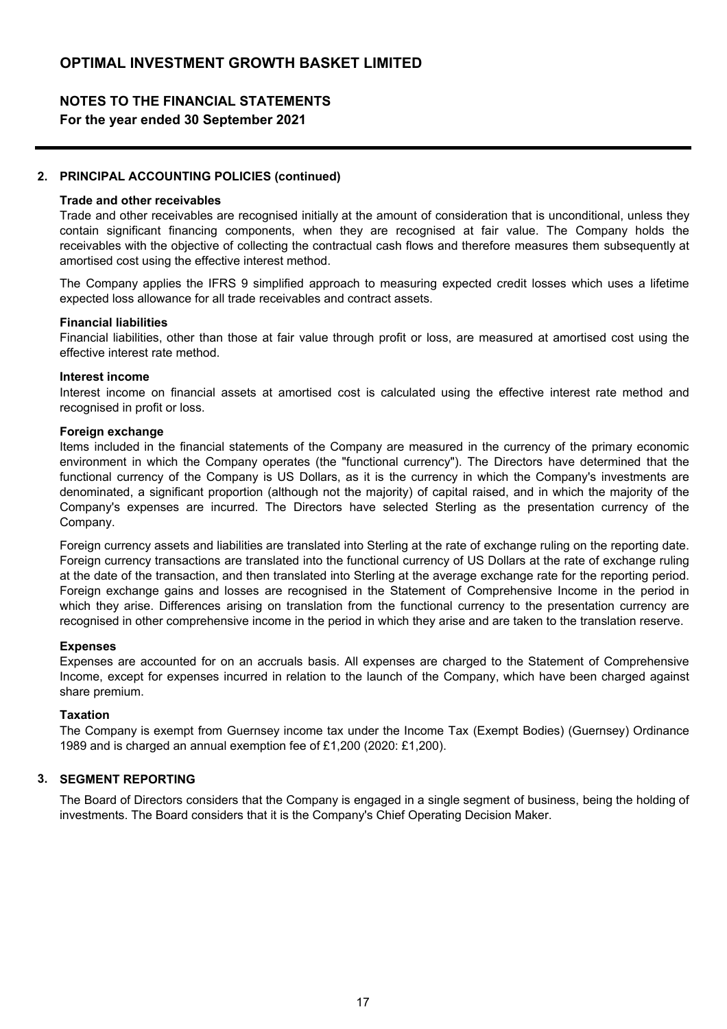## 2. PRINCIPAL ACCOUNTING POLICIES (continued)

### Trade and other receivables

Trade and other receivables are recognised initially at the amount of consideration that is unconditional, unless they contain significant financing components, when they are recognised at fair value. The Company holds the receivables with the objective of collecting the contractual cash flows and therefore measures them subsequently at amortised cost using the effective interest method.

The Company applies the IFRS 9 simplified approach to measuring expected credit losses which uses a lifetime expected loss allowance for all trade receivables and contract assets.

### Financial liabilities

Financial liabilities, other than those at fair value through profit or loss, are measured at amortised cost using the effective interest rate method.

### Interest income

Interest income on financial assets at amortised cost is calculated using the effective interest rate method and recognised in profit or loss.

### Foreign exchange

Items included in the financial statements of the Company are measured in the currency of the primary economic environment in which the Company operates (the "functional currency"). The Directors have determined that the functional currency of the Company is US Dollars, as it is the currency in which the Company's investments are denominated, a significant proportion (although not the majority) of capital raised, and in which the majority of the Company's expenses are incurred. The Directors have selected Sterling as the presentation currency of the Company.

Foreign currency assets and liabilities are translated into Sterling at the rate of exchange ruling on the reporting date. Foreign currency transactions are translated into the functional currency of US Dollars at the rate of exchange ruling at the date of the transaction, and then translated into Sterling at the average exchange rate for the reporting period. Foreign exchange gains and losses are recognised in the Statement of Comprehensive Income in the period in which they arise. Differences arising on translation from the functional currency to the presentation currency are recognised in other comprehensive income in the period in which they arise and are taken to the translation reserve.

### Expenses

Expenses are accounted for on an accruals basis. All expenses are charged to the Statement of Comprehensive Income, except for expenses incurred in relation to the launch of the Company, which have been charged against share premium.

### Taxation

The Company is exempt from Guernsey income tax under the Income Tax (Exempt Bodies) (Guernsey) Ordinance 1989 and is charged an annual exemption fee of £1,200 (2020: £1,200).

## 3. SEGMENT REPORTING

The Board of Directors considers that the Company is engaged in a single segment of business, being the holding of investments. The Board considers that it is the Company's Chief Operating Decision Maker.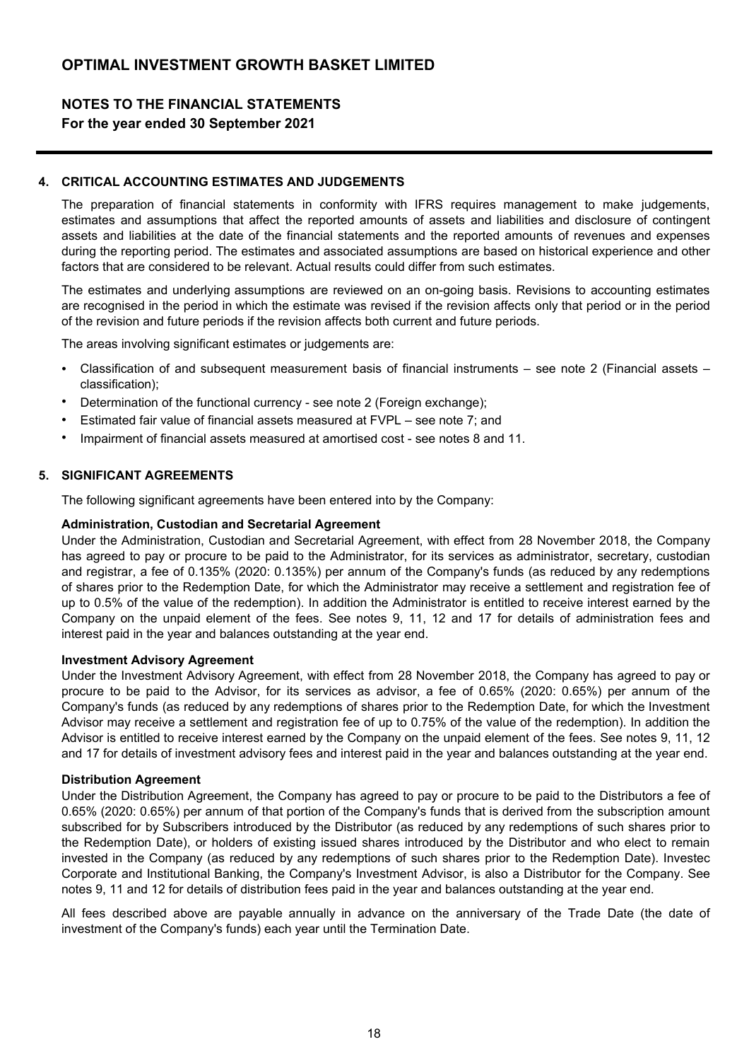## 4. CRITICAL ACCOUNTING ESTIMATES AND JUDGEMENTS

The preparation of financial statements in conformity with IFRS requires management to make judgements, estimates and assumptions that affect the reported amounts of assets and liabilities and disclosure of contingent assets and liabilities at the date of the financial statements and the reported amounts of revenues and expenses during the reporting period. The estimates and associated assumptions are based on historical experience and other factors that are considered to be relevant. Actual results could differ from such estimates.

The estimates and underlying assumptions are reviewed on an on-going basis. Revisions to accounting estimates are recognised in the period in which the estimate was revised if the revision affects only that period or in the period of the revision and future periods if the revision affects both current and future periods.

The areas involving significant estimates or judgements are:

- Classification of and subsequent measurement basis of financial instruments – see note 2 (Financial assets – classification);
- Determination of the functional currency - see note 2 (Foreign exchange);
- Estimated fair value of financial assets measured at FVPL – see note 7; and
- Impairment of financial assets measured at amortised cost - see notes 8 and 11.

## 5. SIGNIFICANT AGREEMENTS

The following significant agreements have been entered into by the Company:

**Administration, Custodian and Secretarial Agreement**

Under the Administration, Custodian and Secretarial Agreement, with effect from 28 November 2018, the Company has agreed to pay or procure to be paid to the Administrator, for its services as administrator, secretary, custodian and registrar, a fee of 0.135% (2020: 0.135%) per annum of the Company's funds (as reduced by any redemptions of shares prior to the Redemption Date, for which the Administrator may receive a settlement and registration fee of up to 0.5% of the value of the redemption). In addition the Administrator is entitled to receive interest earned by the Company on the unpaid element of the fees. See notes 9, 11, 12 and 17 for details of administration fees and interest paid in the year and balances outstanding at the year end.

**Investment Advisory Agreement**

Under the Investment Advisory Agreement, with effect from 28 November 2018, the Company has agreed to pay or procure to be paid to the Advisor, for its services as advisor, a fee of 0.65% (2020: 0.65%) per annum of the Company's funds (as reduced by any redemptions of shares prior to the Redemption Date, for which the Investment Advisor may receive a settlement and registration fee of up to 0.75% of the value of the redemption). In addition the Advisor is entitled to receive interest earned by the Company on the unpaid element of the fees. See notes 9, 11, 12 and 17 for details of investment advisory fees and interest paid in the year and balances outstanding at the year end.

**Distribution Agreement**

Under the Distribution Agreement, the Company has agreed to pay or procure to be paid to the Distributors a fee of 0.65% (2020: 0.65%) per annum of that portion of the Company's funds that is derived from the subscription amount subscribed for by Subscribers introduced by the Distributor (as reduced by any redemptions of such shares prior to the Redemption Date), or holders of existing issued shares introduced by the Distributor and who elect to remain invested in the Company (as reduced by any redemptions of such shares prior to the Redemption Date). Investec Corporate and Institutional Banking, the Company's Investment Advisor, is also a Distributor for the Company. See notes 9, 11 and 12 for details of distribution fees paid in the year and balances outstanding at the year end.

All fees described above are payable annually in advance on the anniversary of the Trade Date (the date of investment of the Company's funds) each year until the Termination Date.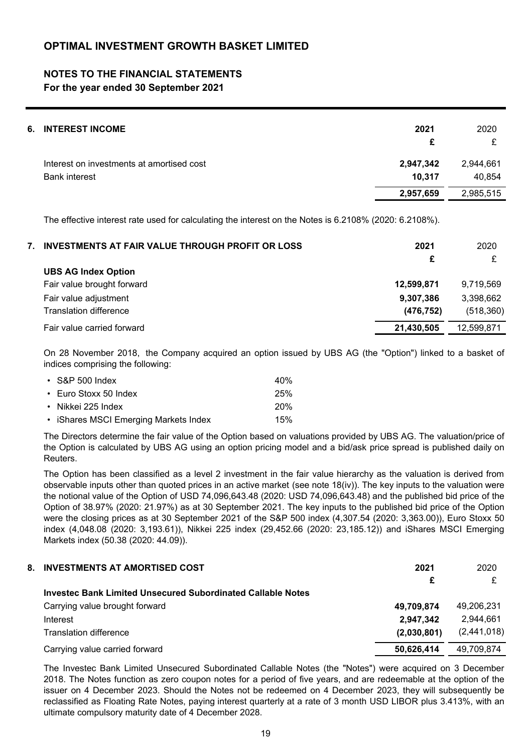# OPTIMAL INVESTMENT GROWTH BASKET LIMITED

## NOTES TO THE FINANCIAL STATEMENTS

### For the year ended 30 September 2021

## 6. INTEREST INCOME

| | 2021 | 2020 |
|---|---|---|
| | **£** | £ |
| Interest on investments at amortised cost | **2,947,342** | 2,944,661 |
| Bank interest | **10,317** | 40,854 |
| | **2,957,659** | 2,985,515 |

The effective interest rate used for calculating the interest on the Notes is 6.2108% (2020: 6.2108%).

## 7. INVESTMENTS AT FAIR VALUE THROUGH PROFIT OR LOSS

| | 2021 | 2020 |
|---|---|---|
| | **£** | £ |
| **UBS AG Index Option** | | |
| Fair value brought forward | **12,599,871** | 9,719,569 |
| Fair value adjustment | **9,307,386** | 3,398,662 |
| Translation difference | **(476,752)** | (518,360) |
| Fair value carried forward | **21,430,505** | 12,599,871 |

On 28 November 2018, the Company acquired an option issued by UBS AG (the "Option") linked to a basket of indices comprising the following:

| | |
|---|---|
| • S&P 500 Index | 40% |
| • Euro Stoxx 50 Index | 25% |
| • Nikkei 225 Index | 20% |
| • iShares MSCI Emerging Markets Index | 15% |

The Directors determine the fair value of the Option based on valuations provided by UBS AG. The valuation/price of the Option is calculated by UBS AG using an option pricing model and a bid/ask price spread is published daily on Reuters.

The Option has been classified as a level 2 investment in the fair value hierarchy as the valuation is derived from observable inputs other than quoted prices in an active market (see note 18(iv)). The key inputs to the valuation were the notional value of the Option of USD 74,096,643.48 (2020: USD 74,096,643.48) and the published bid price of the Option of 38.97% (2020: 21.97%) as at 30 September 2021. The key inputs to the published bid price of the Option were the closing prices as at 30 September 2021 of the S&P 500 index (4,307.54 (2020: 3,363.00)), Euro Stoxx 50 index (4,048.08 (2020: 3,193.61)), Nikkei 225 index (29,452.66 (2020: 23,185.12)) and iShares MSCI Emerging Markets index (50.38 (2020: 44.09)).

## 8. INVESTMENTS AT AMORTISED COST

| | 2021 | 2020 |
|---|---|---|
| | **£** | £ |
| **Investec Bank Limited Unsecured Subordinated Callable Notes** | | |
| Carrying value brought forward | **49,709,874** | 49,206,231 |
| Interest | **2,947,342** | 2,944,661 |
| Translation difference | **(2,030,801)** | (2,441,018) |
| Carrying value carried forward | **50,626,414** | 49,709,874 |

The Investec Bank Limited Unsecured Subordinated Callable Notes (the "Notes") were acquired on 3 December 2018. The Notes function as zero coupon notes for a period of five years, and are redeemable at the option of the issuer on 4 December 2023. Should the Notes not be redeemed on 4 December 2023, they will subsequently be reclassified as Floating Rate Notes, paying interest quarterly at a rate of 3 month USD LIBOR plus 3.413%, with an ultimate compulsory maturity date of 4 December 2028.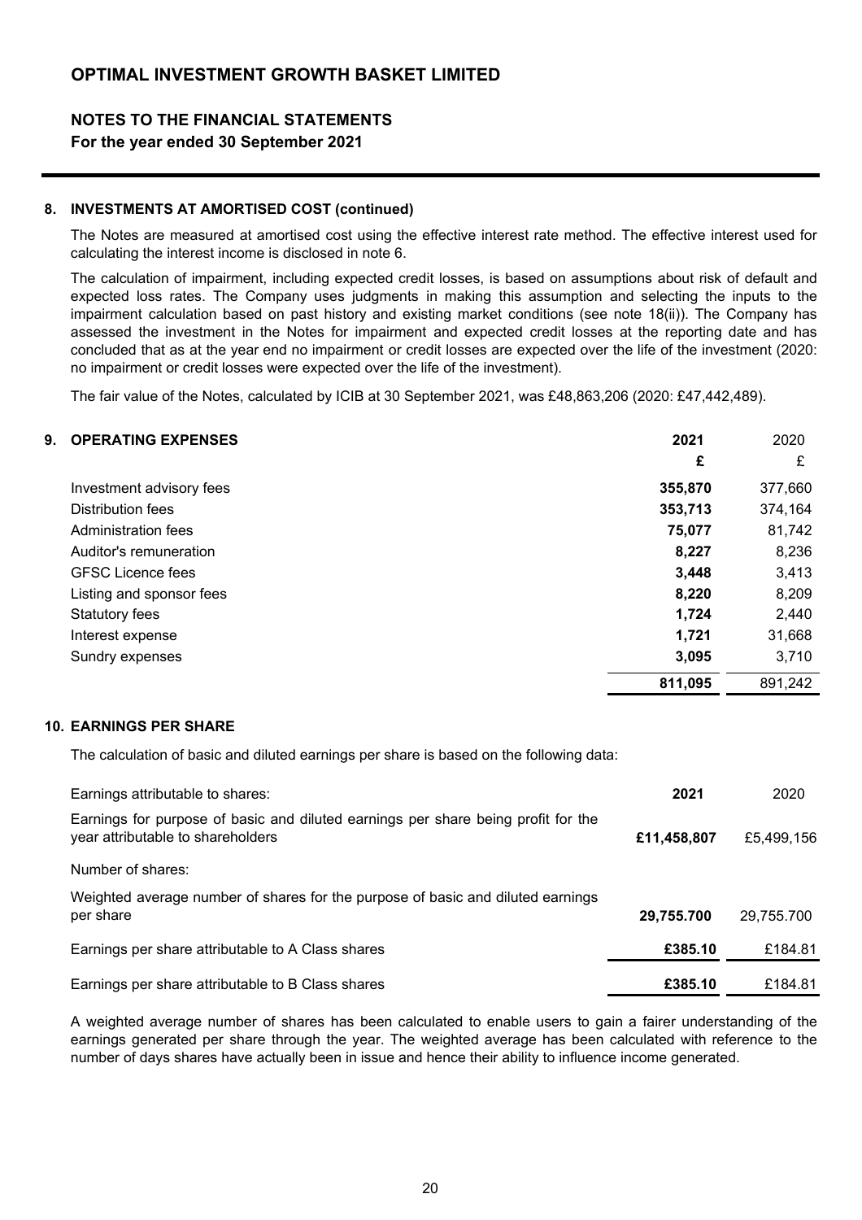# OPTIMAL INVESTMENT GROWTH BASKET LIMITED

## NOTES TO THE FINANCIAL STATEMENTS

**For the year ended 30 September 2021**

### 8. INVESTMENTS AT AMORTISED COST (continued)

The Notes are measured at amortised cost using the effective interest rate method. The effective interest used for calculating the interest income is disclosed in note 6.

The calculation of impairment, including expected credit losses, is based on assumptions about risk of default and expected loss rates. The Company uses judgments in making this assumption and selecting the inputs to the impairment calculation based on past history and existing market conditions (see note 18(ii)). The Company has assessed the investment in the Notes for impairment and expected credit losses at the reporting date and has concluded that as at the year end no impairment or credit losses are expected over the life of the investment (2020: no impairment or credit losses were expected over the life of the investment).

The fair value of the Notes, calculated by ICIB at 30 September 2021, was £48,863,206 (2020: £47,442,489).

### 9. OPERATING EXPENSES

| | **2021** | 2020 |
|---|---|---|
| | **£** | £ |
| Investment advisory fees | **355,870** | 377,660 |
| Distribution fees | **353,713** | 374,164 |
| Administration fees | **75,077** | 81,742 |
| Auditor's remuneration | **8,227** | 8,236 |
| GFSC Licence fees | **3,448** | 3,413 |
| Listing and sponsor fees | **8,220** | 8,209 |
| Statutory fees | **1,724** | 2,440 |
| Interest expense | **1,721** | 31,668 |
| Sundry expenses | **3,095** | 3,710 |
| | **811,095** | 891,242 |

### 10. EARNINGS PER SHARE

The calculation of basic and diluted earnings per share is based on the following data:

| Earnings attributable to shares: | **2021** | 2020 |
|---|---|---|
| Earnings for purpose of basic and diluted earnings per share being profit for the year attributable to shareholders | **£11,458,807** | £5,499,156 |
| Number of shares: | | |
| Weighted average number of shares for the purpose of basic and diluted earnings per share | **29,755.700** | 29,755.700 |
| Earnings per share attributable to A Class shares | **£385.10** | £184.81 |
| Earnings per share attributable to B Class shares | **£385.10** | £184.81 |

A weighted average number of shares has been calculated to enable users to gain a fairer understanding of the earnings generated per share through the year. The weighted average has been calculated with reference to the number of days shares have actually been in issue and hence their ability to influence income generated.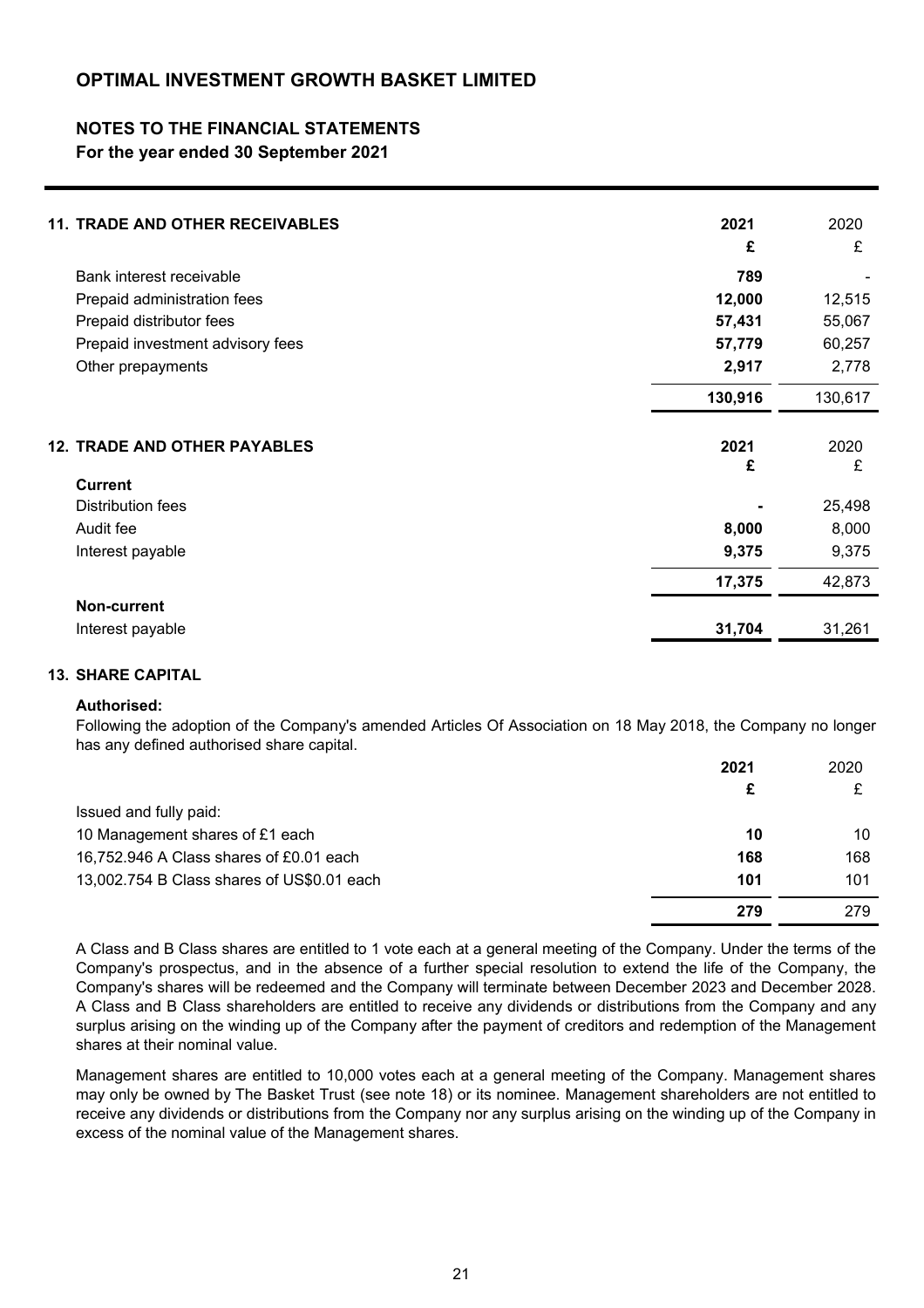# OPTIMAL INVESTMENT GROWTH BASKET LIMITED

## NOTES TO THE FINANCIAL STATEMENTS

**For the year ended 30 September 2021**

### 11. TRADE AND OTHER RECEIVABLES

| | 2021 | 2020 |
|---|---|---|
| | £ | £ |
| Bank interest receivable | **789** | - |
| Prepaid administration fees | **12,000** | 12,515 |
| Prepaid distributor fees | **57,431** | 55,067 |
| Prepaid investment advisory fees | **57,779** | 60,257 |
| Other prepayments | **2,917** | 2,778 |
| | **130,916** | 130,617 |

### 12. TRADE AND OTHER PAYABLES

| | 2021 | 2020 |
|---|---|---|
| | £ | £ |
| **Current** | | |
| Distribution fees | **-** | 25,498 |
| Audit fee | **8,000** | 8,000 |
| Interest payable | **9,375** | 9,375 |
| | **17,375** | 42,873 |
| **Non-current** | | |
| Interest payable | **31,704** | 31,261 |

### 13. SHARE CAPITAL

**Authorised:**

Following the adoption of the Company's amended Articles Of Association on 18 May 2018, the Company no longer has any defined authorised share capital.

| | 2021 | 2020 |
|---|---|---|
| | £ | £ |
| Issued and fully paid: | | |
| 10 Management shares of £1 each | **10** | 10 |
| 16,752.946 A Class shares of £0.01 each | **168** | 168 |
| 13,002.754 B Class shares of US$0.01 each | **101** | 101 |
| | **279** | 279 |

A Class and B Class shares are entitled to 1 vote each at a general meeting of the Company. Under the terms of the Company's prospectus, and in the absence of a further special resolution to extend the life of the Company, the Company's shares will be redeemed and the Company will terminate between December 2023 and December 2028. A Class and B Class shareholders are entitled to receive any dividends or distributions from the Company and any surplus arising on the winding up of the Company after the payment of creditors and redemption of the Management shares at their nominal value.

Management shares are entitled to 10,000 votes each at a general meeting of the Company. Management shares may only be owned by The Basket Trust (see note 18) or its nominee. Management shareholders are not entitled to receive any dividends or distributions from the Company nor any surplus arising on the winding up of the Company in excess of the nominal value of the Management shares.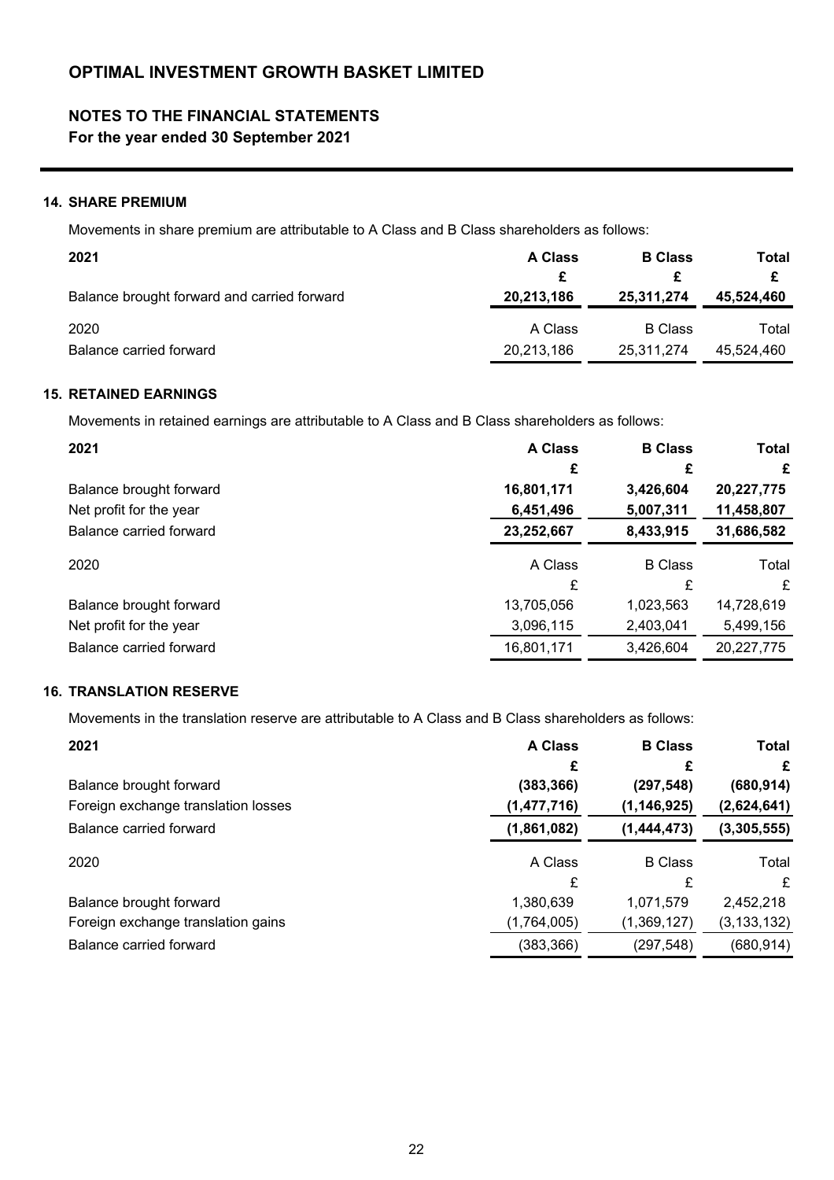# OPTIMAL INVESTMENT GROWTH BASKET LIMITED

## NOTES TO THE FINANCIAL STATEMENTS

**For the year ended 30 September 2021**

### 14. SHARE PREMIUM

Movements in share premium are attributable to A Class and B Class shareholders as follows:

| **2021** | **A Class** | **B Class** | **Total** |
|---|---|---|---|
| | **£** | **£** | **£** |
| Balance brought forward and carried forward | **20,213,186** | **25,311,274** | **45,524,460** |
| 2020 | A Class | B Class | Total |
| Balance carried forward | 20,213,186 | 25,311,274 | 45,524,460 |

### 15. RETAINED EARNINGS

Movements in retained earnings are attributable to A Class and B Class shareholders as follows:

| **2021** | **A Class** | **B Class** | **Total** |
|---|---|---|---|
| | **£** | **£** | **£** |
| Balance brought forward | **16,801,171** | **3,426,604** | **20,227,775** |
| Net profit for the year | **6,451,496** | **5,007,311** | **11,458,807** |
| Balance carried forward | **23,252,667** | **8,433,915** | **31,686,582** |
| 2020 | A Class | B Class | Total |
| | £ | £ | £ |
| Balance brought forward | 13,705,056 | 1,023,563 | 14,728,619 |
| Net profit for the year | 3,096,115 | 2,403,041 | 5,499,156 |
| Balance carried forward | 16,801,171 | 3,426,604 | 20,227,775 |

### 16. TRANSLATION RESERVE

Movements in the translation reserve are attributable to A Class and B Class shareholders as follows:

| **2021** | **A Class** | **B Class** | **Total** |
|---|---|---|---|
| | **£** | **£** | **£** |
| Balance brought forward | **(383,366)** | **(297,548)** | **(680,914)** |
| Foreign exchange translation losses | **(1,477,716)** | **(1,146,925)** | **(2,624,641)** |
| Balance carried forward | **(1,861,082)** | **(1,444,473)** | **(3,305,555)** |
| 2020 | A Class | B Class | Total |
| | £ | £ | £ |
| Balance brought forward | 1,380,639 | 1,071,579 | 2,452,218 |
| Foreign exchange translation gains | (1,764,005) | (1,369,127) | (3,133,132) |
| Balance carried forward | (383,366) | (297,548) | (680,914) |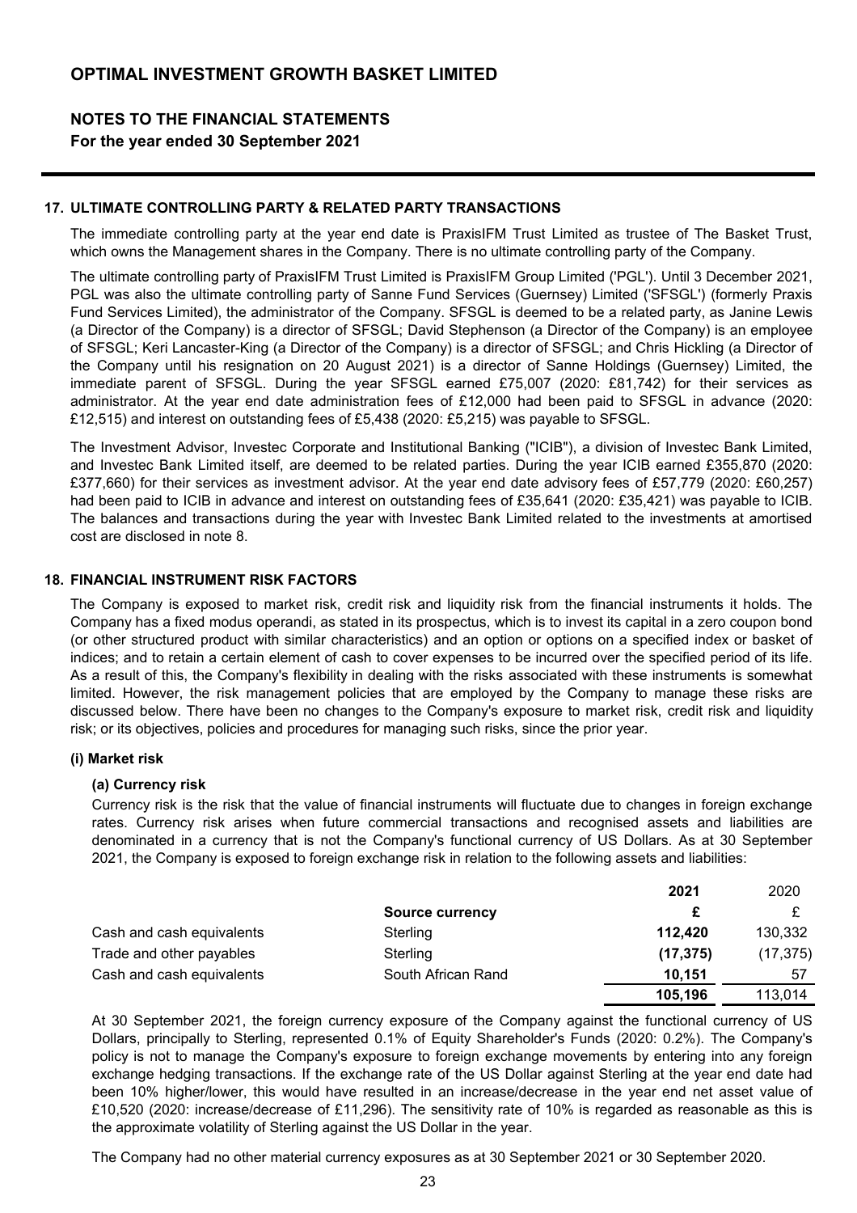# OPTIMAL INVESTMENT GROWTH BASKET LIMITED

## NOTES TO THE FINANCIAL STATEMENTS
**For the year ended 30 September 2021**

### 17. ULTIMATE CONTROLLING PARTY & RELATED PARTY TRANSACTIONS

The immediate controlling party at the year end date is PraxisIFM Trust Limited as trustee of The Basket Trust, which owns the Management shares in the Company. There is no ultimate controlling party of the Company.

The ultimate controlling party of PraxisIFM Trust Limited is PraxisIFM Group Limited ('PGL'). Until 3 December 2021, PGL was also the ultimate controlling party of Sanne Fund Services (Guernsey) Limited ('SFSGL') (formerly Praxis Fund Services Limited), the administrator of the Company. SFSGL is deemed to be a related party, as Janine Lewis (a Director of the Company) is a director of SFSGL; David Stephenson (a Director of the Company) is an employee of SFSGL; Keri Lancaster-King (a Director of the Company) is a director of SFSGL; and Chris Hickling (a Director of the Company until his resignation on 20 August 2021) is a director of Sanne Holdings (Guernsey) Limited, the immediate parent of SFSGL. During the year SFSGL earned £75,007 (2020: £81,742) for their services as administrator. At the year end date administration fees of £12,000 had been paid to SFSGL in advance (2020: £12,515) and interest on outstanding fees of £5,438 (2020: £5,215) was payable to SFSGL.

The Investment Advisor, Investec Corporate and Institutional Banking ("ICIB"), a division of Investec Bank Limited, and Investec Bank Limited itself, are deemed to be related parties. During the year ICIB earned £355,870 (2020: £377,660) for their services as investment advisor. At the year end date advisory fees of £57,779 (2020: £60,257) had been paid to ICIB in advance and interest on outstanding fees of £35,641 (2020: £35,421) was payable to ICIB. The balances and transactions during the year with Investec Bank Limited related to the investments at amortised cost are disclosed in note 8.

### 18. FINANCIAL INSTRUMENT RISK FACTORS

The Company is exposed to market risk, credit risk and liquidity risk from the financial instruments it holds. The Company has a fixed modus operandi, as stated in its prospectus, which is to invest its capital in a zero coupon bond (or other structured product with similar characteristics) and an option or options on a specified index or basket of indices; and to retain a certain element of cash to cover expenses to be incurred over the specified period of its life. As a result of this, the Company's flexibility in dealing with the risks associated with these instruments is somewhat limited. However, the risk management policies that are employed by the Company to manage these risks are discussed below. There have been no changes to the Company's exposure to market risk, credit risk and liquidity risk; or its objectives, policies and procedures for managing such risks, since the prior year.

**(i) Market risk**

**(a) Currency risk**

Currency risk is the risk that the value of financial instruments will fluctuate due to changes in foreign exchange rates. Currency risk arises when future commercial transactions and recognised assets and liabilities are denominated in a currency that is not the Company's functional currency of US Dollars. As at 30 September 2021, the Company is exposed to foreign exchange risk in relation to the following assets and liabilities:

| | | **2021** | 2020 |
|---|---|---|---|
| | **Source currency** | **£** | £ |
| Cash and cash equivalents | Sterling | **112,420** | 130,332 |
| Trade and other payables | Sterling | **(17,375)** | (17,375) |
| Cash and cash equivalents | South African Rand | **10,151** | 57 |
| | | **105,196** | 113,014 |

At 30 September 2021, the foreign currency exposure of the Company against the functional currency of US Dollars, principally to Sterling, represented 0.1% of Equity Shareholder's Funds (2020: 0.2%). The Company's policy is not to manage the Company's exposure to foreign exchange movements by entering into any foreign exchange hedging transactions. If the exchange rate of the US Dollar against Sterling at the year end date had been 10% higher/lower, this would have resulted in an increase/decrease in the year end net asset value of £10,520 (2020: increase/decrease of £11,296). The sensitivity rate of 10% is regarded as reasonable as this is the approximate volatility of Sterling against the US Dollar in the year.

The Company had no other material currency exposures as at 30 September 2021 or 30 September 2020.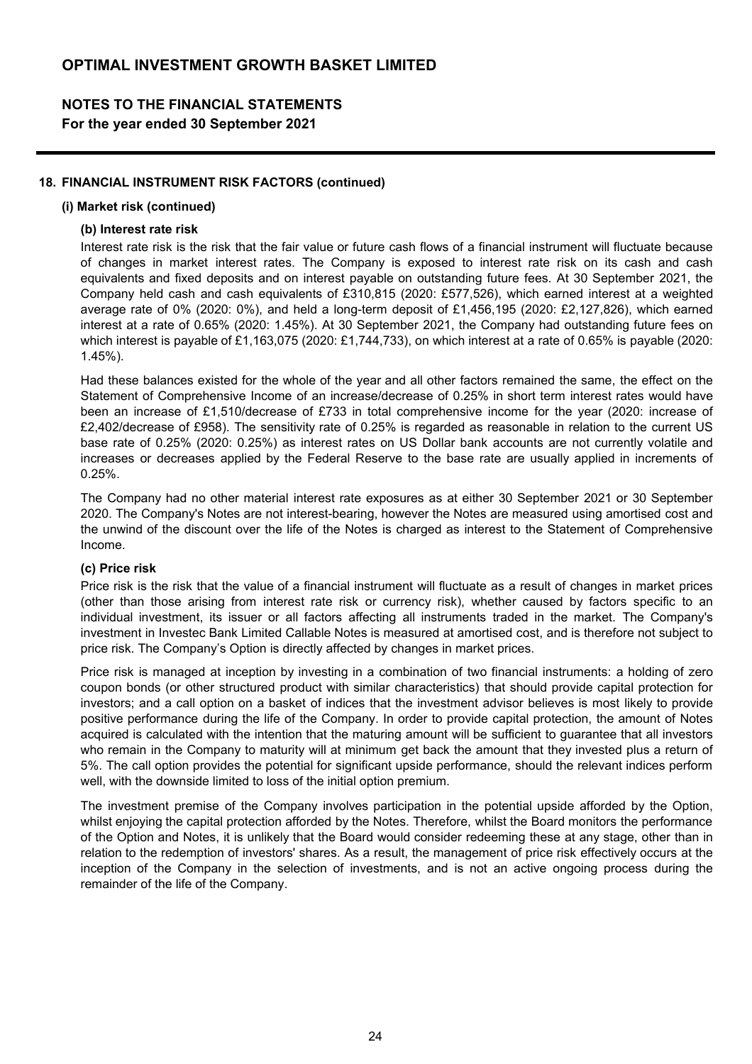### 18. FINANCIAL INSTRUMENT RISK FACTORS (continued)

#### (i) Market risk (continued)

**(b) Interest rate risk**

Interest rate risk is the risk that the fair value or future cash flows of a financial instrument will fluctuate because of changes in market interest rates. The Company is exposed to interest rate risk on its cash and cash equivalents and fixed deposits and on interest payable on outstanding future fees. At 30 September 2021, the Company held cash and cash equivalents of £310,815 (2020: £577,526), which earned interest at a weighted average rate of 0% (2020: 0%), and held a long-term deposit of £1,456,195 (2020: £2,127,826), which earned interest at a rate of 0.65% (2020: 1.45%). At 30 September 2021, the Company had outstanding future fees on which interest is payable of £1,163,075 (2020: £1,744,733), on which interest at a rate of 0.65% is payable (2020: 1.45%).

Had these balances existed for the whole of the year and all other factors remained the same, the effect on the Statement of Comprehensive Income of an increase/decrease of 0.25% in short term interest rates would have been an increase of £1,510/decrease of £733 in total comprehensive income for the year (2020: increase of £2,402/decrease of £958). The sensitivity rate of 0.25% is regarded as reasonable in relation to the current US base rate of 0.25% (2020: 0.25%) as interest rates on US Dollar bank accounts are not currently volatile and increases or decreases applied by the Federal Reserve to the base rate are usually applied in increments of 0.25%.

The Company had no other material interest rate exposures as at either 30 September 2021 or 30 September 2020. The Company's Notes are not interest-bearing, however the Notes are measured using amortised cost and the unwind of the discount over the life of the Notes is charged as interest to the Statement of Comprehensive Income.

**(c) Price risk**

Price risk is the risk that the value of a financial instrument will fluctuate as a result of changes in market prices (other than those arising from interest rate risk or currency risk), whether caused by factors specific to an individual investment, its issuer or all factors affecting all instruments traded in the market. The Company's investment in Investec Bank Limited Callable Notes is measured at amortised cost, and is therefore not subject to price risk. The Company's Option is directly affected by changes in market prices.

Price risk is managed at inception by investing in a combination of two financial instruments: a holding of zero coupon bonds (or other structured product with similar characteristics) that should provide capital protection for investors; and a call option on a basket of indices that the investment advisor believes is most likely to provide positive performance during the life of the Company. In order to provide capital protection, the amount of Notes acquired is calculated with the intention that the maturing amount will be sufficient to guarantee that all investors who remain in the Company to maturity will at minimum get back the amount that they invested plus a return of 5%. The call option provides the potential for significant upside performance, should the relevant indices perform well, with the downside limited to loss of the initial option premium.

The investment premise of the Company involves participation in the potential upside afforded by the Option, whilst enjoying the capital protection afforded by the Notes. Therefore, whilst the Board monitors the performance of the Option and Notes, it is unlikely that the Board would consider redeeming these at any stage, other than in relation to the redemption of investors' shares. As a result, the management of price risk effectively occurs at the inception of the Company in the selection of investments, and is not an active ongoing process during the remainder of the life of the Company.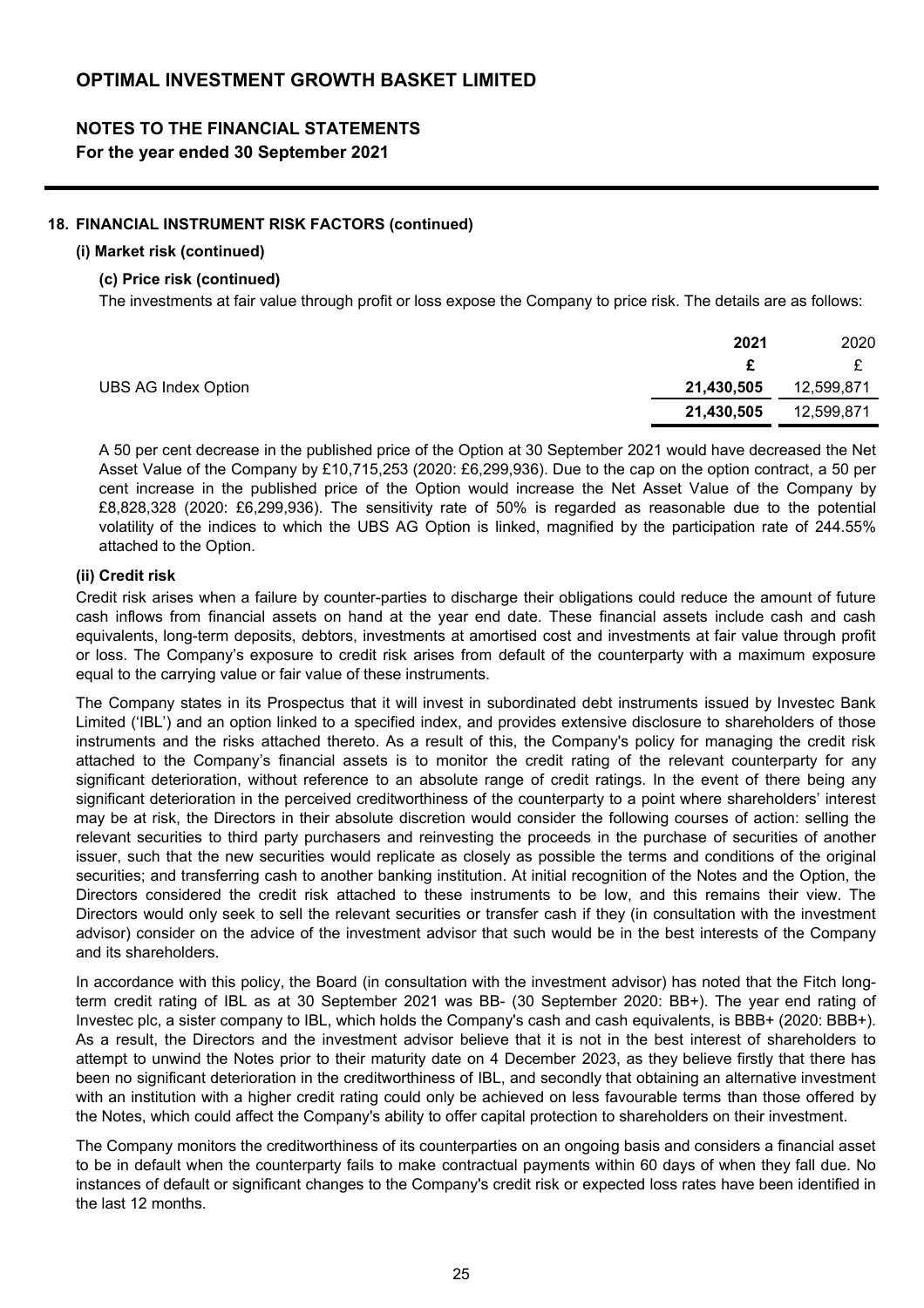# OPTIMAL INVESTMENT GROWTH BASKET LIMITED

## NOTES TO THE FINANCIAL STATEMENTS

**For the year ended 30 September 2021**

### 18. FINANCIAL INSTRUMENT RISK FACTORS (continued)

#### (i) Market risk (continued)

##### (c) Price risk (continued)

The investments at fair value through profit or loss expose the Company to price risk. The details are as follows:

| | **2021** | 2020 |
|---|---|---|
| | **£** | £ |
| UBS AG Index Option | **21,430,505** | 12,599,871 |
| | **21,430,505** | 12,599,871 |

A 50 per cent decrease in the published price of the Option at 30 September 2021 would have decreased the Net Asset Value of the Company by £10,715,253 (2020: £6,299,936). Due to the cap on the option contract, a 50 per cent increase in the published price of the Option would increase the Net Asset Value of the Company by £8,828,328 (2020: £6,299,936). The sensitivity rate of 50% is regarded as reasonable due to the potential volatility of the indices to which the UBS AG Option is linked, magnified by the participation rate of 244.55% attached to the Option.

#### (ii) Credit risk

Credit risk arises when a failure by counter-parties to discharge their obligations could reduce the amount of future cash inflows from financial assets on hand at the year end date. These financial assets include cash and cash equivalents, long-term deposits, debtors, investments at amortised cost and investments at fair value through profit or loss. The Company's exposure to credit risk arises from default of the counterparty with a maximum exposure equal to the carrying value or fair value of these instruments.

The Company states in its Prospectus that it will invest in subordinated debt instruments issued by Investec Bank Limited ('IBL') and an option linked to a specified index, and provides extensive disclosure to shareholders of those instruments and the risks attached thereto. As a result of this, the Company's policy for managing the credit risk attached to the Company's financial assets is to monitor the credit rating of the relevant counterparty for any significant deterioration, without reference to an absolute range of credit ratings. In the event of there being any significant deterioration in the perceived creditworthiness of the counterparty to a point where shareholders' interest may be at risk, the Directors in their absolute discretion would consider the following courses of action: selling the relevant securities to third party purchasers and reinvesting the proceeds in the purchase of securities of another issuer, such that the new securities would replicate as closely as possible the terms and conditions of the original securities; and transferring cash to another banking institution. At initial recognition of the Notes and the Option, the Directors considered the credit risk attached to these instruments to be low, and this remains their view. The Directors would only seek to sell the relevant securities or transfer cash if they (in consultation with the investment advisor) consider on the advice of the investment advisor that such would be in the best interests of the Company and its shareholders.

In accordance with this policy, the Board (in consultation with the investment advisor) has noted that the Fitch long-term credit rating of IBL as at 30 September 2021 was BB- (30 September 2020: BB+). The year end rating of Investec plc, a sister company to IBL, which holds the Company's cash and cash equivalents, is BBB+ (2020: BBB+). As a result, the Directors and the investment advisor believe that it is not in the best interest of shareholders to attempt to unwind the Notes prior to their maturity date on 4 December 2023, as they believe firstly that there has been no significant deterioration in the creditworthiness of IBL, and secondly that obtaining an alternative investment with an institution with a higher credit rating could only be achieved on less favourable terms than those offered by the Notes, which could affect the Company's ability to offer capital protection to shareholders on their investment.

The Company monitors the creditworthiness of its counterparties on an ongoing basis and considers a financial asset to be in default when the counterparty fails to make contractual payments within 60 days of when they fall due. No instances of default or significant changes to the Company's credit risk or expected loss rates have been identified in the last 12 months.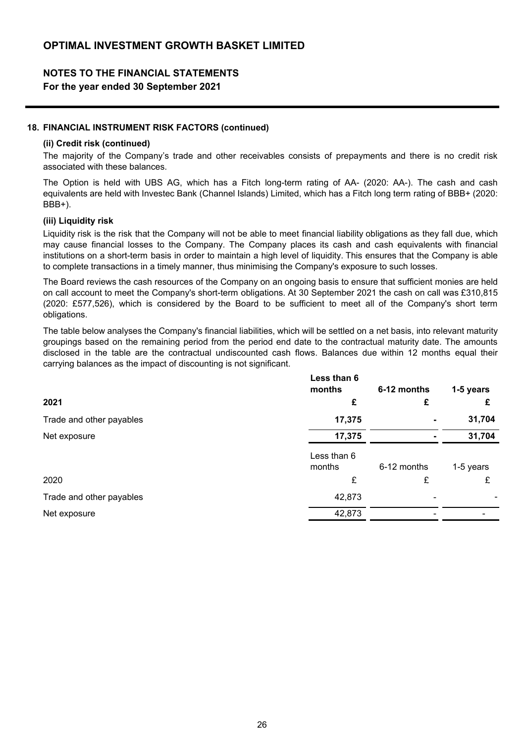## 18. FINANCIAL INSTRUMENT RISK FACTORS (continued)

### (ii) Credit risk (continued)

The majority of the Company's trade and other receivables consists of prepayments and there is no credit risk associated with these balances.

The Option is held with UBS AG, which has a Fitch long-term rating of AA- (2020: AA-). The cash and cash equivalents are held with Investec Bank (Channel Islands) Limited, which has a Fitch long term rating of BBB+ (2020: BBB+).

### (iii) Liquidity risk

Liquidity risk is the risk that the Company will not be able to meet financial liability obligations as they fall due, which may cause financial losses to the Company. The Company places its cash and cash equivalents with financial institutions on a short-term basis in order to maintain a high level of liquidity. This ensures that the Company is able to complete transactions in a timely manner, thus minimising the Company's exposure to such losses.

The Board reviews the cash resources of the Company on an ongoing basis to ensure that sufficient monies are held on call account to meet the Company's short-term obligations. At 30 September 2021 the cash on call was £310,815 (2020: £577,526), which is considered by the Board to be sufficient to meet all of the Company's short term obligations.

The table below analyses the Company's financial liabilities, which will be settled on a net basis, into relevant maturity groupings based on the remaining period from the period end date to the contractual maturity date. The amounts disclosed in the table are the contractual undiscounted cash flows. Balances due within 12 months equal their carrying balances as the impact of discounting is not significant.

| | **Less than 6 months** | **6-12 months** | **1-5 years** |
|---|---|---|---|
| **2021** | **£** | **£** | **£** |
| Trade and other payables | **17,375** | **-** | **31,704** |
| Net exposure | **17,375** | **-** | **31,704** |

| | Less than 6 months | 6-12 months | 1-5 years |
|---|---|---|---|
| 2020 | £ | £ | £ |
| Trade and other payables | 42,873 | - | - |
| Net exposure | 42,873 | - | - |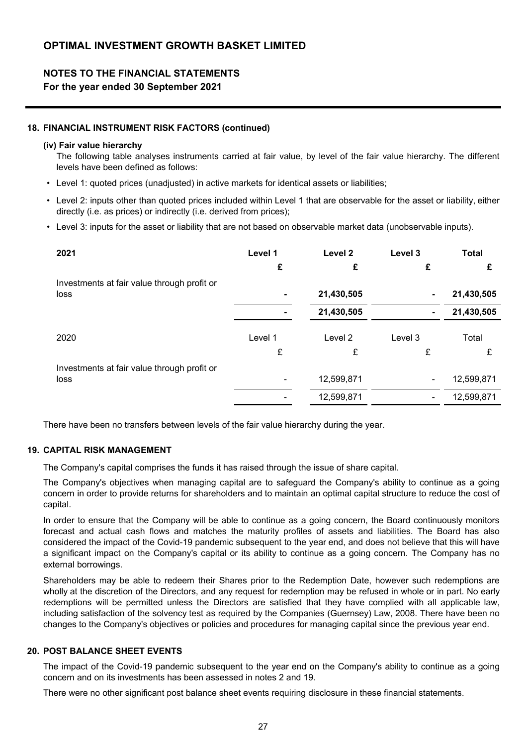# OPTIMAL INVESTMENT GROWTH BASKET LIMITED

## NOTES TO THE FINANCIAL STATEMENTS
**For the year ended 30 September 2021**

### 18. FINANCIAL INSTRUMENT RISK FACTORS (continued)

**(iv) Fair value hierarchy**

The following table analyses instruments carried at fair value, by level of the fair value hierarchy. The different levels have been defined as follows:

- Level 1: quoted prices (unadjusted) in active markets for identical assets or liabilities;
- Level 2: inputs other than quoted prices included within Level 1 that are observable for the asset or liability, either directly (i.e. as prices) or indirectly (i.e. derived from prices);
- Level 3: inputs for the asset or liability that are not based on observable market data (unobservable inputs).

| **2021** | **Level 1** | **Level 2** | **Level 3** | **Total** |
|---|---|---|---|---|
| | **£** | **£** | **£** | **£** |
| Investments at fair value through profit or loss | **-** | **21,430,505** | **-** | **21,430,505** |
| | **-** | **21,430,505** | **-** | **21,430,505** |

| 2020 | Level 1 | Level 2 | Level 3 | Total |
|---|---|---|---|---|
| | £ | £ | £ | £ |
| Investments at fair value through profit or loss | - | 12,599,871 | - | 12,599,871 |
| | - | 12,599,871 | - | 12,599,871 |

There have been no transfers between levels of the fair value hierarchy during the year.

### 19. CAPITAL RISK MANAGEMENT

The Company's capital comprises the funds it has raised through the issue of share capital.

The Company's objectives when managing capital are to safeguard the Company's ability to continue as a going concern in order to provide returns for shareholders and to maintain an optimal capital structure to reduce the cost of capital.

In order to ensure that the Company will be able to continue as a going concern, the Board continuously monitors forecast and actual cash flows and matches the maturity profiles of assets and liabilities. The Board has also considered the impact of the Covid-19 pandemic subsequent to the year end, and does not believe that this will have a significant impact on the Company's capital or its ability to continue as a going concern. The Company has no external borrowings.

Shareholders may be able to redeem their Shares prior to the Redemption Date, however such redemptions are wholly at the discretion of the Directors, and any request for redemption may be refused in whole or in part. No early redemptions will be permitted unless the Directors are satisfied that they have complied with all applicable law, including satisfaction of the solvency test as required by the Companies (Guernsey) Law, 2008. There have been no changes to the Company's objectives or policies and procedures for managing capital since the previous year end.

### 20. POST BALANCE SHEET EVENTS

The impact of the Covid-19 pandemic subsequent to the year end on the Company's ability to continue as a going concern and on its investments has been assessed in notes 2 and 19.

There were no other significant post balance sheet events requiring disclosure in these financial statements.